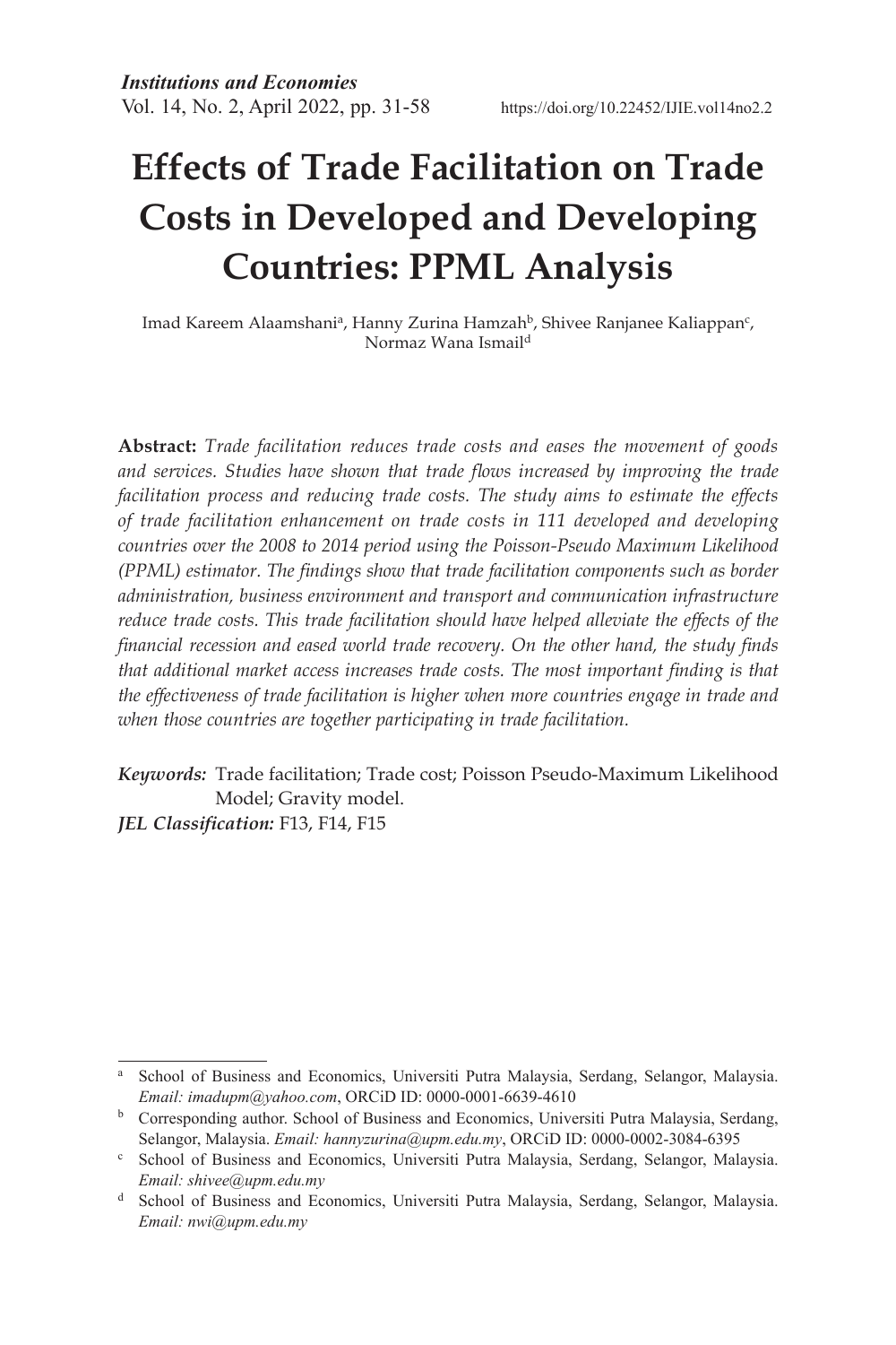# Effects of Trade Facilitation on Trade Costs in Developed and Developing Countries: PPML Analysis

Imad Kareem Alaamshani[a], Hanny Zurina Hamzah[b], Shivee Ranjanee Kaliappan[c], Normaz Wana Ismail[d]

**Abstract:** *Trade facilitation reduces trade costs and eases the movement of goods and services. Studies have shown that trade flows increased by improving the trade facilitation process and reducing trade costs. The study aims to estimate the effects of trade facilitation enhancement on trade costs in 111 developed and developing countries over the 2008 to 2014 period using the Poisson-Pseudo Maximum Likelihood (PPML) estimator. The findings show that trade facilitation components such as border administration, business environment and transport and communication infrastructure reduce trade costs. This trade facilitation should have helped alleviate the effects of the financial recession and eased world trade recovery. On the other hand, the study finds that additional market access increases trade costs. The most important finding is that the effectiveness of trade facilitation is higher when more countries engage in trade and when those countries are together participating in trade facilitation.*

***Keywords:*** Trade facilitation; Trade cost; Poisson Pseudo-Maximum Likelihood Model; Gravity model.

***JEL Classification:*** F13, F14, F15

---

[a] School of Business and Economics, Universiti Putra Malaysia, Serdang, Selangor, Malaysia. *Email: imadupm@yahoo.com*, ORCiD ID: 0000-0001-6639-4610

[b] Corresponding author. School of Business and Economics, Universiti Putra Malaysia, Serdang, Selangor, Malaysia. *Email: hannyzurina@upm.edu.my*, ORCiD ID: 0000-0002-3084-6395

[c] School of Business and Economics, Universiti Putra Malaysia, Serdang, Selangor, Malaysia. *Email: shivee@upm.edu.my*

[d] School of Business and Economics, Universiti Putra Malaysia, Serdang, Selangor, Malaysia. *Email: nwi@upm.edu.my*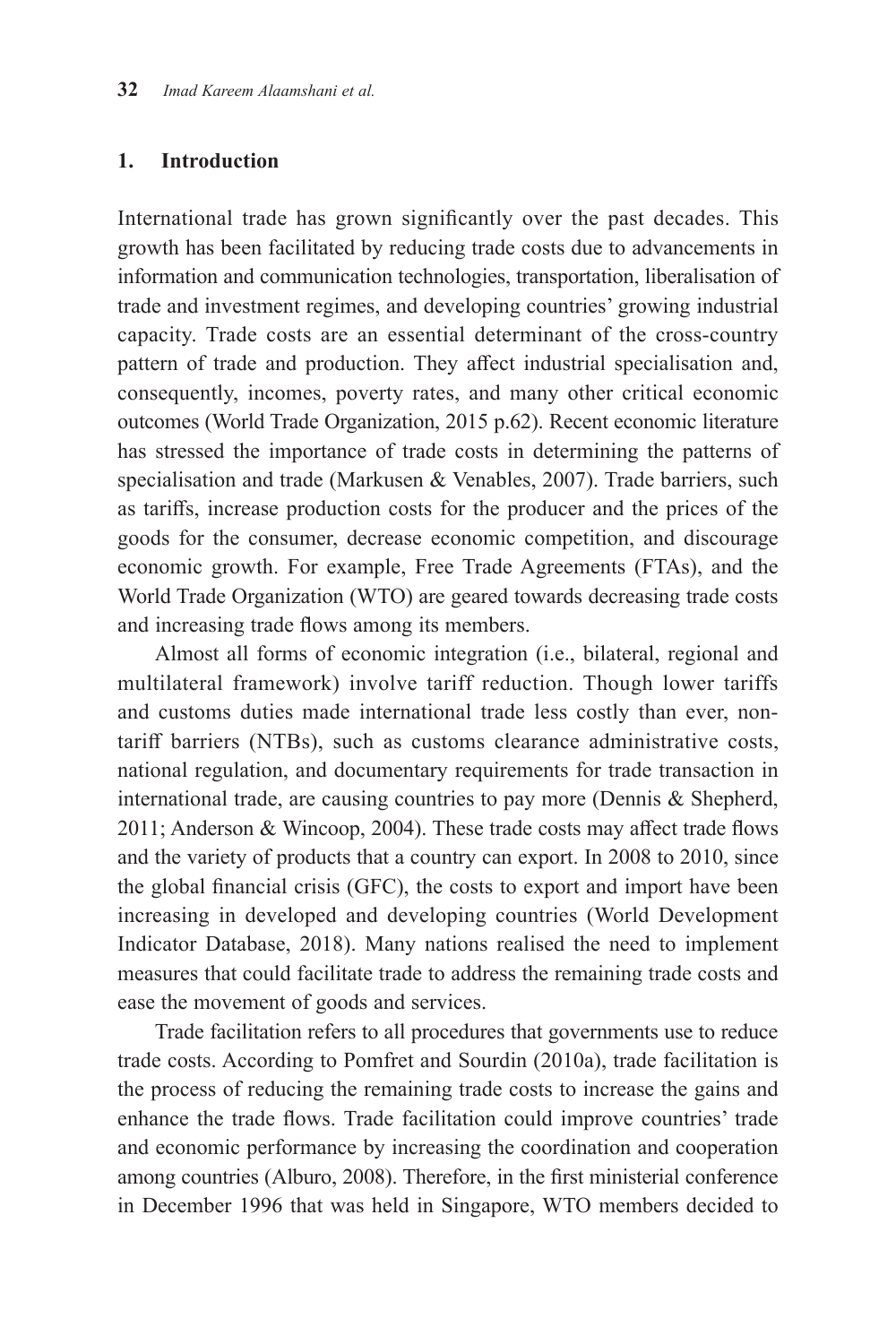## 1. Introduction

International trade has grown significantly over the past decades. This growth has been facilitated by reducing trade costs due to advancements in information and communication technologies, transportation, liberalisation of trade and investment regimes, and developing countries' growing industrial capacity. Trade costs are an essential determinant of the cross-country pattern of trade and production. They affect industrial specialisation and, consequently, incomes, poverty rates, and many other critical economic outcomes (World Trade Organization, 2015 p.62). Recent economic literature has stressed the importance of trade costs in determining the patterns of specialisation and trade (Markusen & Venables, 2007). Trade barriers, such as tariffs, increase production costs for the producer and the prices of the goods for the consumer, decrease economic competition, and discourage economic growth. For example, Free Trade Agreements (FTAs), and the World Trade Organization (WTO) are geared towards decreasing trade costs and increasing trade flows among its members.

Almost all forms of economic integration (i.e., bilateral, regional and multilateral framework) involve tariff reduction. Though lower tariffs and customs duties made international trade less costly than ever, non-tariff barriers (NTBs), such as customs clearance administrative costs, national regulation, and documentary requirements for trade transaction in international trade, are causing countries to pay more (Dennis & Shepherd, 2011; Anderson & Wincoop, 2004). These trade costs may affect trade flows and the variety of products that a country can export. In 2008 to 2010, since the global financial crisis (GFC), the costs to export and import have been increasing in developed and developing countries (World Development Indicator Database, 2018). Many nations realised the need to implement measures that could facilitate trade to address the remaining trade costs and ease the movement of goods and services.

Trade facilitation refers to all procedures that governments use to reduce trade costs. According to Pomfret and Sourdin (2010a), trade facilitation is the process of reducing the remaining trade costs to increase the gains and enhance the trade flows. Trade facilitation could improve countries' trade and economic performance by increasing the coordination and cooperation among countries (Alburo, 2008). Therefore, in the first ministerial conference in December 1996 that was held in Singapore, WTO members decided to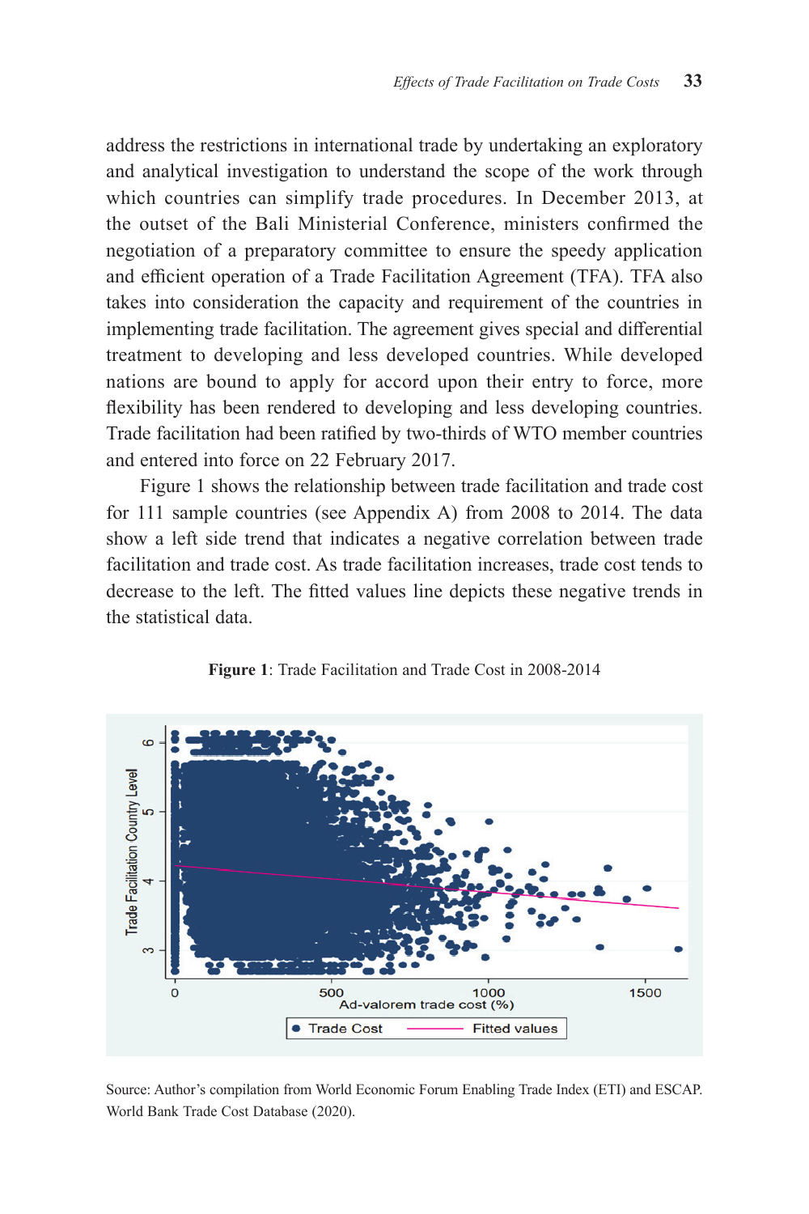address the restrictions in international trade by undertaking an exploratory and analytical investigation to understand the scope of the work through which countries can simplify trade procedures. In December 2013, at the outset of the Bali Ministerial Conference, ministers confirmed the negotiation of a preparatory committee to ensure the speedy application and efficient operation of a Trade Facilitation Agreement (TFA). TFA also takes into consideration the capacity and requirement of the countries in implementing trade facilitation. The agreement gives special and differential treatment to developing and less developed countries. While developed nations are bound to apply for accord upon their entry to force, more flexibility has been rendered to developing and less developing countries. Trade facilitation had been ratified by two-thirds of WTO member countries and entered into force on 22 February 2017.

Figure 1 shows the relationship between trade facilitation and trade cost for 111 sample countries (see Appendix A) from 2008 to 2014. The data show a left side trend that indicates a negative correlation between trade facilitation and trade cost. As trade facilitation increases, trade cost tends to decrease to the left. The fitted values line depicts these negative trends in the statistical data.

**Figure 1**: Trade Facilitation and Trade Cost in 2008-2014

Source: Author's compilation from World Economic Forum Enabling Trade Index (ETI) and ESCAP. World Bank Trade Cost Database (2020).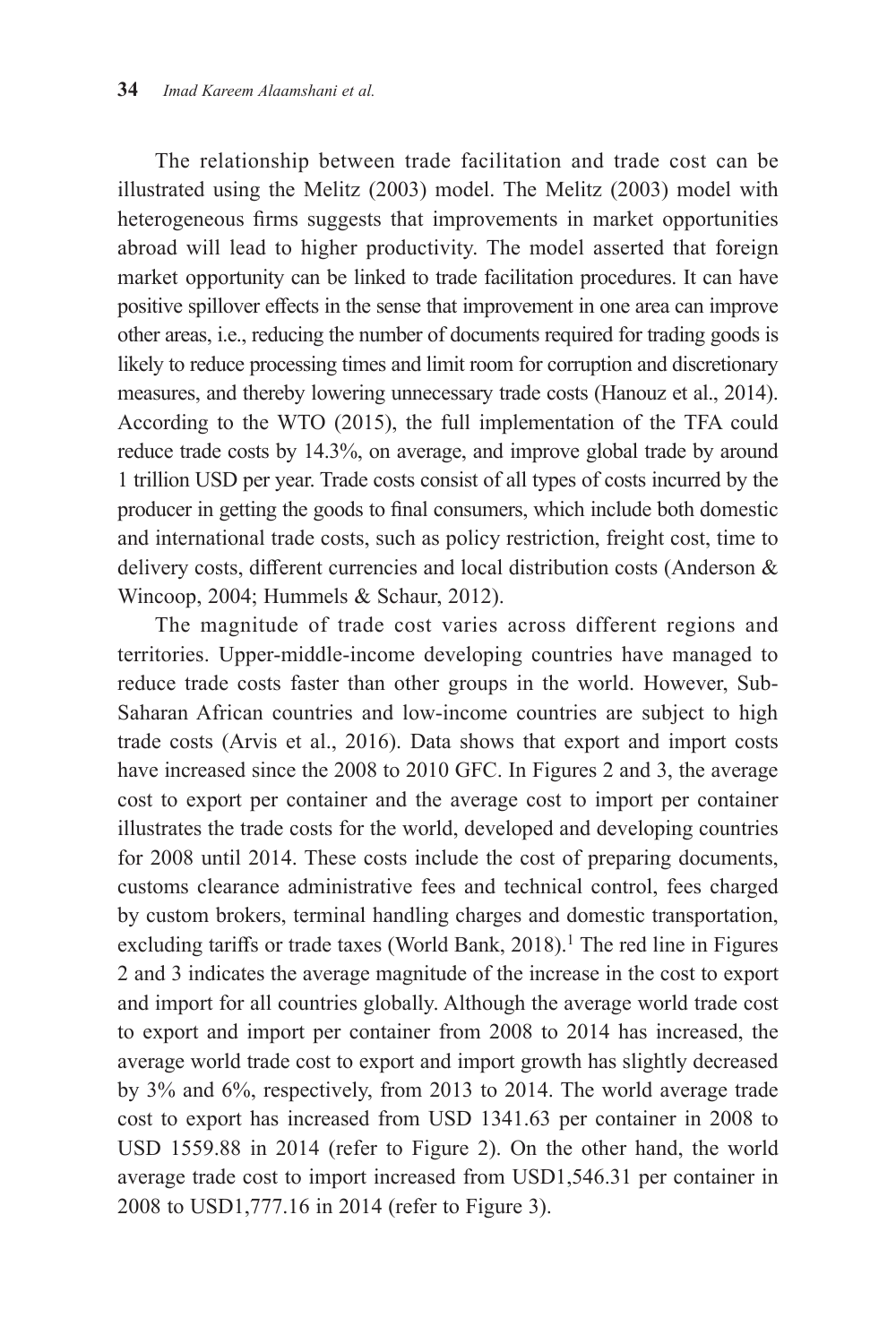The relationship between trade facilitation and trade cost can be illustrated using the Melitz (2003) model. The Melitz (2003) model with heterogeneous firms suggests that improvements in market opportunities abroad will lead to higher productivity. The model asserted that foreign market opportunity can be linked to trade facilitation procedures. It can have positive spillover effects in the sense that improvement in one area can improve other areas, i.e., reducing the number of documents required for trading goods is likely to reduce processing times and limit room for corruption and discretionary measures, and thereby lowering unnecessary trade costs (Hanouz et al., 2014). According to the WTO (2015), the full implementation of the TFA could reduce trade costs by 14.3%, on average, and improve global trade by around 1 trillion USD per year. Trade costs consist of all types of costs incurred by the producer in getting the goods to final consumers, which include both domestic and international trade costs, such as policy restriction, freight cost, time to delivery costs, different currencies and local distribution costs (Anderson & Wincoop, 2004; Hummels & Schaur, 2012).

The magnitude of trade cost varies across different regions and territories. Upper-middle-income developing countries have managed to reduce trade costs faster than other groups in the world. However, Sub-Saharan African countries and low-income countries are subject to high trade costs (Arvis et al., 2016). Data shows that export and import costs have increased since the 2008 to 2010 GFC. In Figures 2 and 3, the average cost to export per container and the average cost to import per container illustrates the trade costs for the world, developed and developing countries for 2008 until 2014. These costs include the cost of preparing documents, customs clearance administrative fees and technical control, fees charged by custom brokers, terminal handling charges and domestic transportation, excluding tariffs or trade taxes (World Bank, 2018).[1] The red line in Figures 2 and 3 indicates the average magnitude of the increase in the cost to export and import for all countries globally. Although the average world trade cost to export and import per container from 2008 to 2014 has increased, the average world trade cost to export and import growth has slightly decreased by 3% and 6%, respectively, from 2013 to 2014. The world average trade cost to export has increased from USD 1341.63 per container in 2008 to USD 1559.88 in 2014 (refer to Figure 2). On the other hand, the world average trade cost to import increased from USD1,546.31 per container in 2008 to USD1,777.16 in 2014 (refer to Figure 3).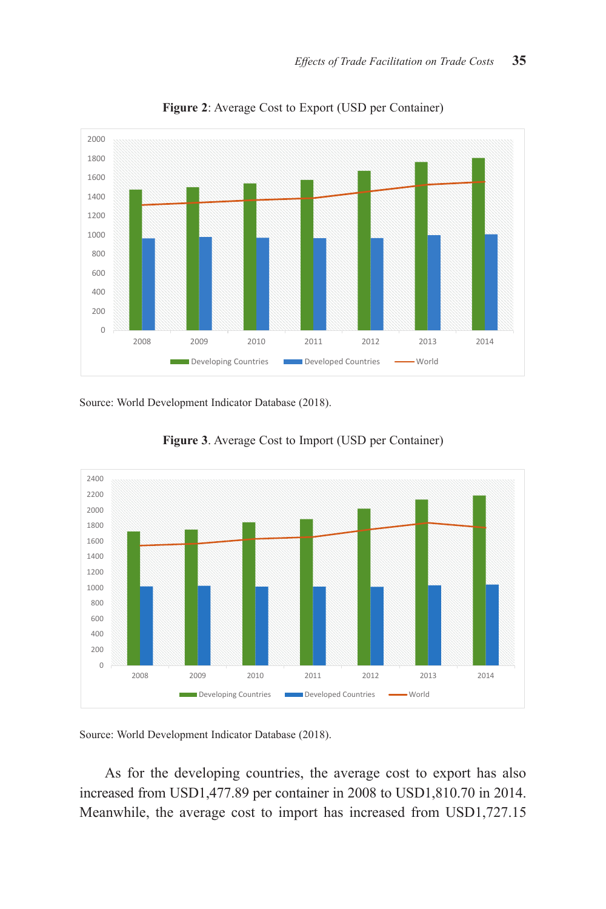**Figure 2**: Average Cost to Export (USD per Container)

Source: World Development Indicator Database (2018).

**Figure 3**. Average Cost to Import (USD per Container)

Source: World Development Indicator Database (2018).

As for the developing countries, the average cost to export has also increased from USD1,477.89 per container in 2008 to USD1,810.70 in 2014. Meanwhile, the average cost to import has increased from USD1,727.15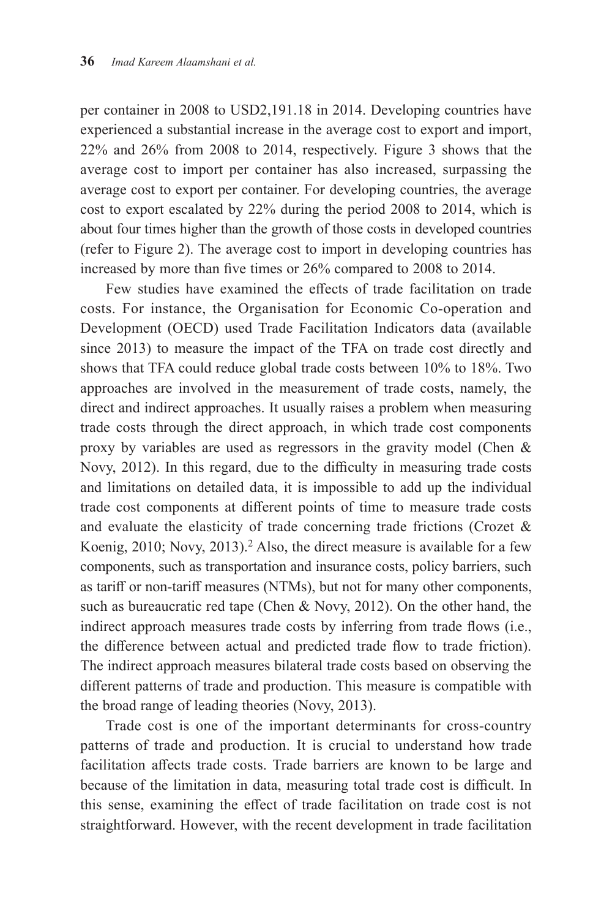per container in 2008 to USD2,191.18 in 2014. Developing countries have experienced a substantial increase in the average cost to export and import, 22% and 26% from 2008 to 2014, respectively. Figure 3 shows that the average cost to import per container has also increased, surpassing the average cost to export per container. For developing countries, the average cost to export escalated by 22% during the period 2008 to 2014, which is about four times higher than the growth of those costs in developed countries (refer to Figure 2). The average cost to import in developing countries has increased by more than five times or 26% compared to 2008 to 2014.

Few studies have examined the effects of trade facilitation on trade costs. For instance, the Organisation for Economic Co-operation and Development (OECD) used Trade Facilitation Indicators data (available since 2013) to measure the impact of the TFA on trade cost directly and shows that TFA could reduce global trade costs between 10% to 18%. Two approaches are involved in the measurement of trade costs, namely, the direct and indirect approaches. It usually raises a problem when measuring trade costs through the direct approach, in which trade cost components proxy by variables are used as regressors in the gravity model (Chen & Novy, 2012). In this regard, due to the difficulty in measuring trade costs and limitations on detailed data, it is impossible to add up the individual trade cost components at different points of time to measure trade costs and evaluate the elasticity of trade concerning trade frictions (Crozet & Koenig, 2010; Novy, 2013).[2] Also, the direct measure is available for a few components, such as transportation and insurance costs, policy barriers, such as tariff or non-tariff measures (NTMs), but not for many other components, such as bureaucratic red tape (Chen & Novy, 2012). On the other hand, the indirect approach measures trade costs by inferring from trade flows (i.e., the difference between actual and predicted trade flow to trade friction). The indirect approach measures bilateral trade costs based on observing the different patterns of trade and production. This measure is compatible with the broad range of leading theories (Novy, 2013).

Trade cost is one of the important determinants for cross-country patterns of trade and production. It is crucial to understand how trade facilitation affects trade costs. Trade barriers are known to be large and because of the limitation in data, measuring total trade cost is difficult. In this sense, examining the effect of trade facilitation on trade cost is not straightforward. However, with the recent development in trade facilitation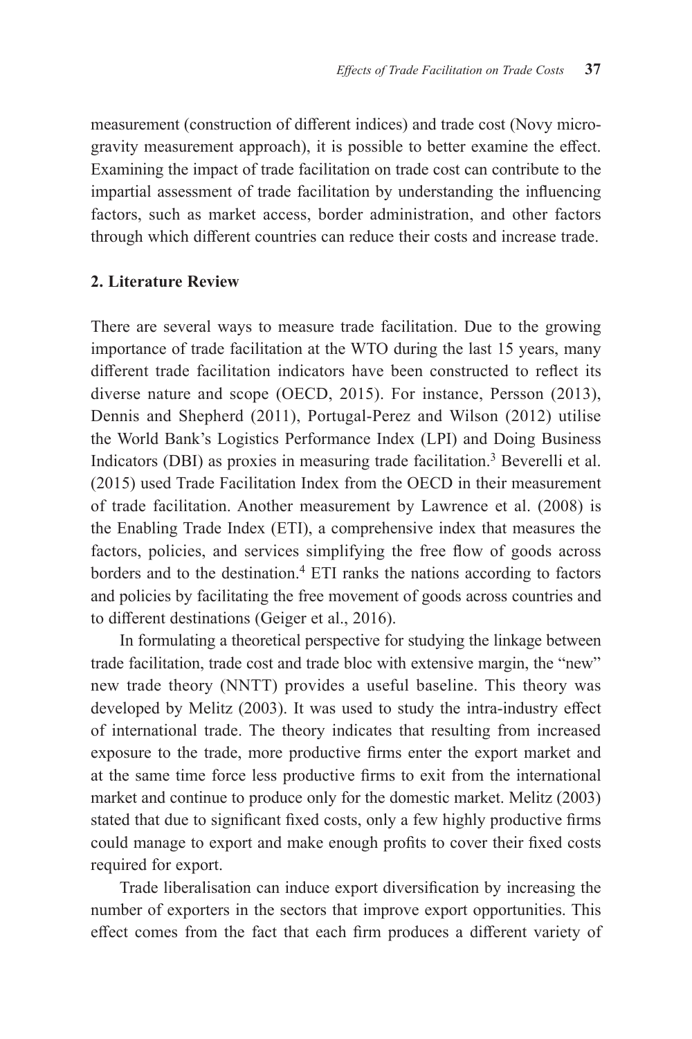measurement (construction of different indices) and trade cost (Novy micro-gravity measurement approach), it is possible to better examine the effect. Examining the impact of trade facilitation on trade cost can contribute to the impartial assessment of trade facilitation by understanding the influencing factors, such as market access, border administration, and other factors through which different countries can reduce their costs and increase trade.

## 2. Literature Review

There are several ways to measure trade facilitation. Due to the growing importance of trade facilitation at the WTO during the last 15 years, many different trade facilitation indicators have been constructed to reflect its diverse nature and scope (OECD, 2015). For instance, Persson (2013), Dennis and Shepherd (2011), Portugal-Perez and Wilson (2012) utilise the World Bank's Logistics Performance Index (LPI) and Doing Business Indicators (DBI) as proxies in measuring trade facilitation.[3] Beverelli et al. (2015) used Trade Facilitation Index from the OECD in their measurement of trade facilitation. Another measurement by Lawrence et al. (2008) is the Enabling Trade Index (ETI), a comprehensive index that measures the factors, policies, and services simplifying the free flow of goods across borders and to the destination.[4] ETI ranks the nations according to factors and policies by facilitating the free movement of goods across countries and to different destinations (Geiger et al., 2016).

In formulating a theoretical perspective for studying the linkage between trade facilitation, trade cost and trade bloc with extensive margin, the "new" new trade theory (NNTT) provides a useful baseline. This theory was developed by Melitz (2003). It was used to study the intra-industry effect of international trade. The theory indicates that resulting from increased exposure to the trade, more productive firms enter the export market and at the same time force less productive firms to exit from the international market and continue to produce only for the domestic market. Melitz (2003) stated that due to significant fixed costs, only a few highly productive firms could manage to export and make enough profits to cover their fixed costs required for export.

Trade liberalisation can induce export diversification by increasing the number of exporters in the sectors that improve export opportunities. This effect comes from the fact that each firm produces a different variety of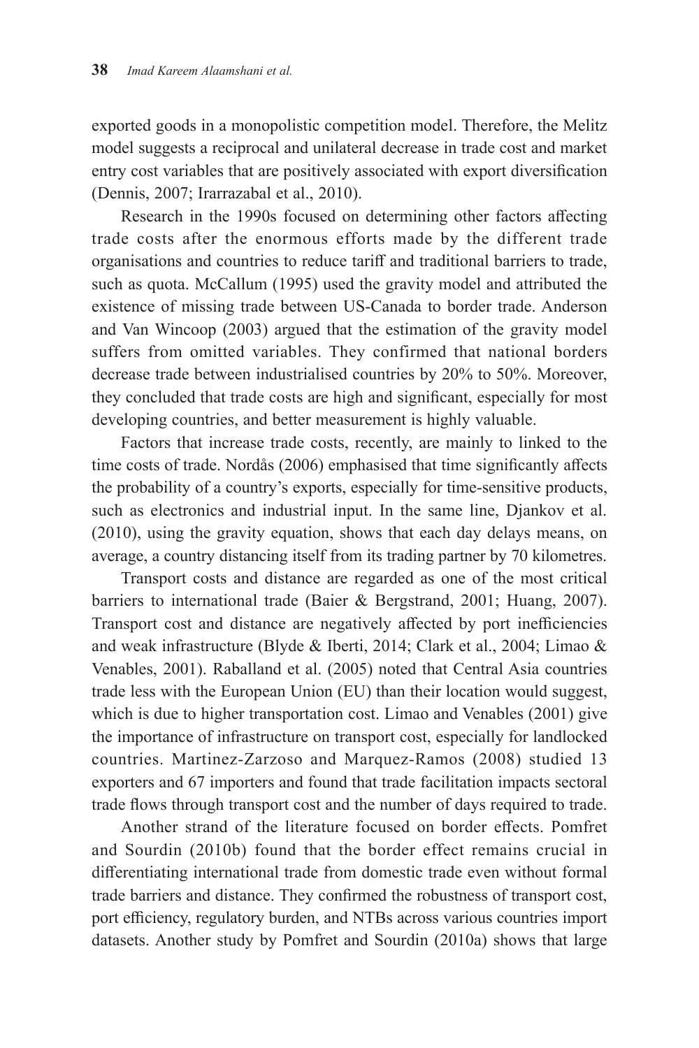exported goods in a monopolistic competition model. Therefore, the Melitz model suggests a reciprocal and unilateral decrease in trade cost and market entry cost variables that are positively associated with export diversification (Dennis, 2007; Irarrazabal et al., 2010).

Research in the 1990s focused on determining other factors affecting trade costs after the enormous efforts made by the different trade organisations and countries to reduce tariff and traditional barriers to trade, such as quota. McCallum (1995) used the gravity model and attributed the existence of missing trade between US-Canada to border trade. Anderson and Van Wincoop (2003) argued that the estimation of the gravity model suffers from omitted variables. They confirmed that national borders decrease trade between industrialised countries by 20% to 50%. Moreover, they concluded that trade costs are high and significant, especially for most developing countries, and better measurement is highly valuable.

Factors that increase trade costs, recently, are mainly to linked to the time costs of trade. Nordås (2006) emphasised that time significantly affects the probability of a country's exports, especially for time-sensitive products, such as electronics and industrial input. In the same line, Djankov et al. (2010), using the gravity equation, shows that each day delays means, on average, a country distancing itself from its trading partner by 70 kilometres.

Transport costs and distance are regarded as one of the most critical barriers to international trade (Baier & Bergstrand, 2001; Huang, 2007). Transport cost and distance are negatively affected by port inefficiencies and weak infrastructure (Blyde & Iberti, 2014; Clark et al., 2004; Limao & Venables, 2001). Raballand et al. (2005) noted that Central Asia countries trade less with the European Union (EU) than their location would suggest, which is due to higher transportation cost. Limao and Venables (2001) give the importance of infrastructure on transport cost, especially for landlocked countries. Martinez-Zarzoso and Marquez-Ramos (2008) studied 13 exporters and 67 importers and found that trade facilitation impacts sectoral trade flows through transport cost and the number of days required to trade.

Another strand of the literature focused on border effects. Pomfret and Sourdin (2010b) found that the border effect remains crucial in differentiating international trade from domestic trade even without formal trade barriers and distance. They confirmed the robustness of transport cost, port efficiency, regulatory burden, and NTBs across various countries import datasets. Another study by Pomfret and Sourdin (2010a) shows that large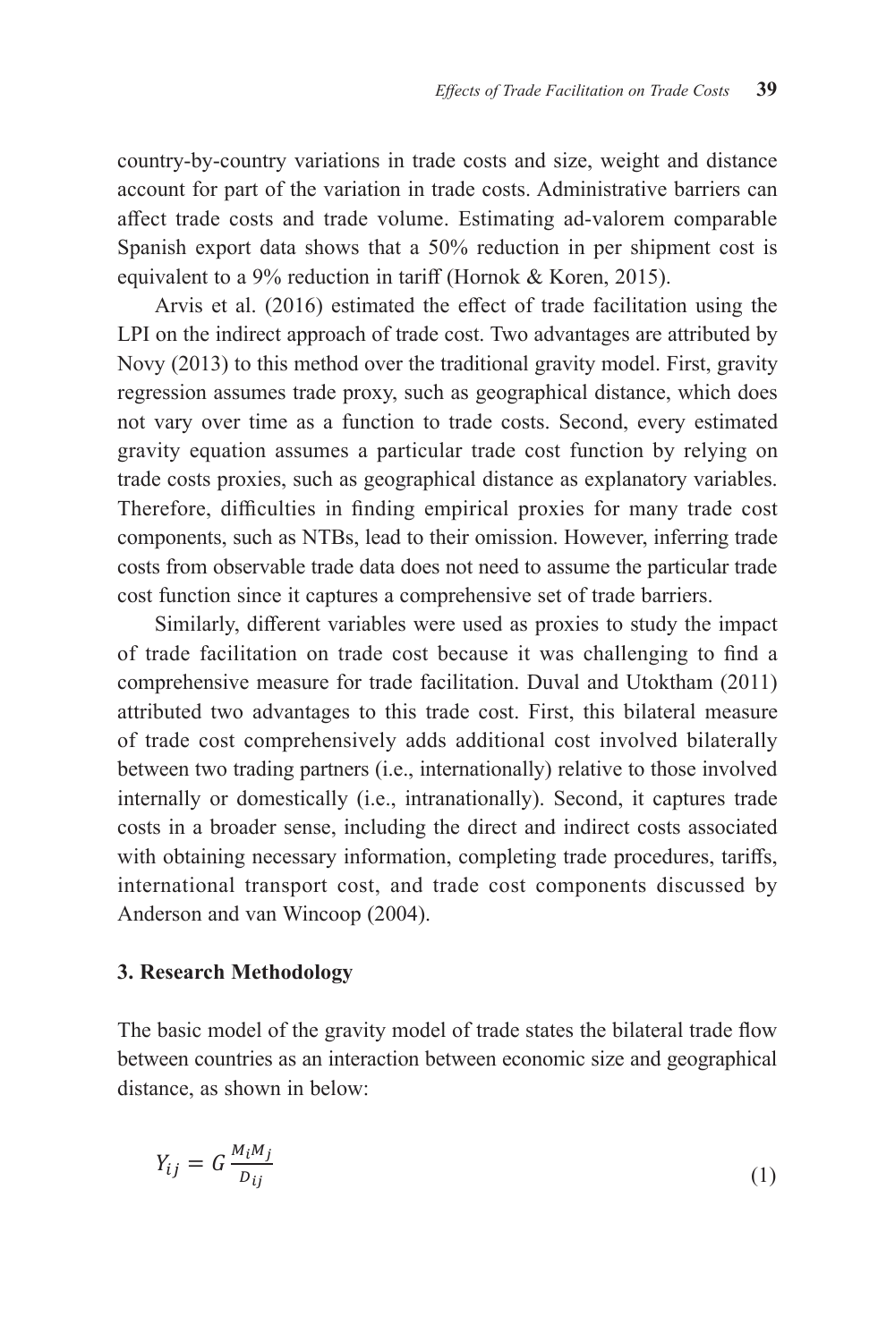country-by-country variations in trade costs and size, weight and distance account for part of the variation in trade costs. Administrative barriers can affect trade costs and trade volume. Estimating ad-valorem comparable Spanish export data shows that a 50% reduction in per shipment cost is equivalent to a 9% reduction in tariff (Hornok & Koren, 2015).

Arvis et al. (2016) estimated the effect of trade facilitation using the LPI on the indirect approach of trade cost. Two advantages are attributed by Novy (2013) to this method over the traditional gravity model. First, gravity regression assumes trade proxy, such as geographical distance, which does not vary over time as a function to trade costs. Second, every estimated gravity equation assumes a particular trade cost function by relying on trade costs proxies, such as geographical distance as explanatory variables. Therefore, difficulties in finding empirical proxies for many trade cost components, such as NTBs, lead to their omission. However, inferring trade costs from observable trade data does not need to assume the particular trade cost function since it captures a comprehensive set of trade barriers.

Similarly, different variables were used as proxies to study the impact of trade facilitation on trade cost because it was challenging to find a comprehensive measure for trade facilitation. Duval and Utoktham (2011) attributed two advantages to this trade cost. First, this bilateral measure of trade cost comprehensively adds additional cost involved bilaterally between two trading partners (i.e., internationally) relative to those involved internally or domestically (i.e., intranationally). Second, it captures trade costs in a broader sense, including the direct and indirect costs associated with obtaining necessary information, completing trade procedures, tariffs, international transport cost, and trade cost components discussed by Anderson and van Wincoop (2004).

## 3. Research Methodology

The basic model of the gravity model of trade states the bilateral trade flow between countries as an interaction between economic size and geographical distance, as shown in below:

$$Y_{ij} = G\frac{M_i M_j}{D_{ij}} \tag{1}$$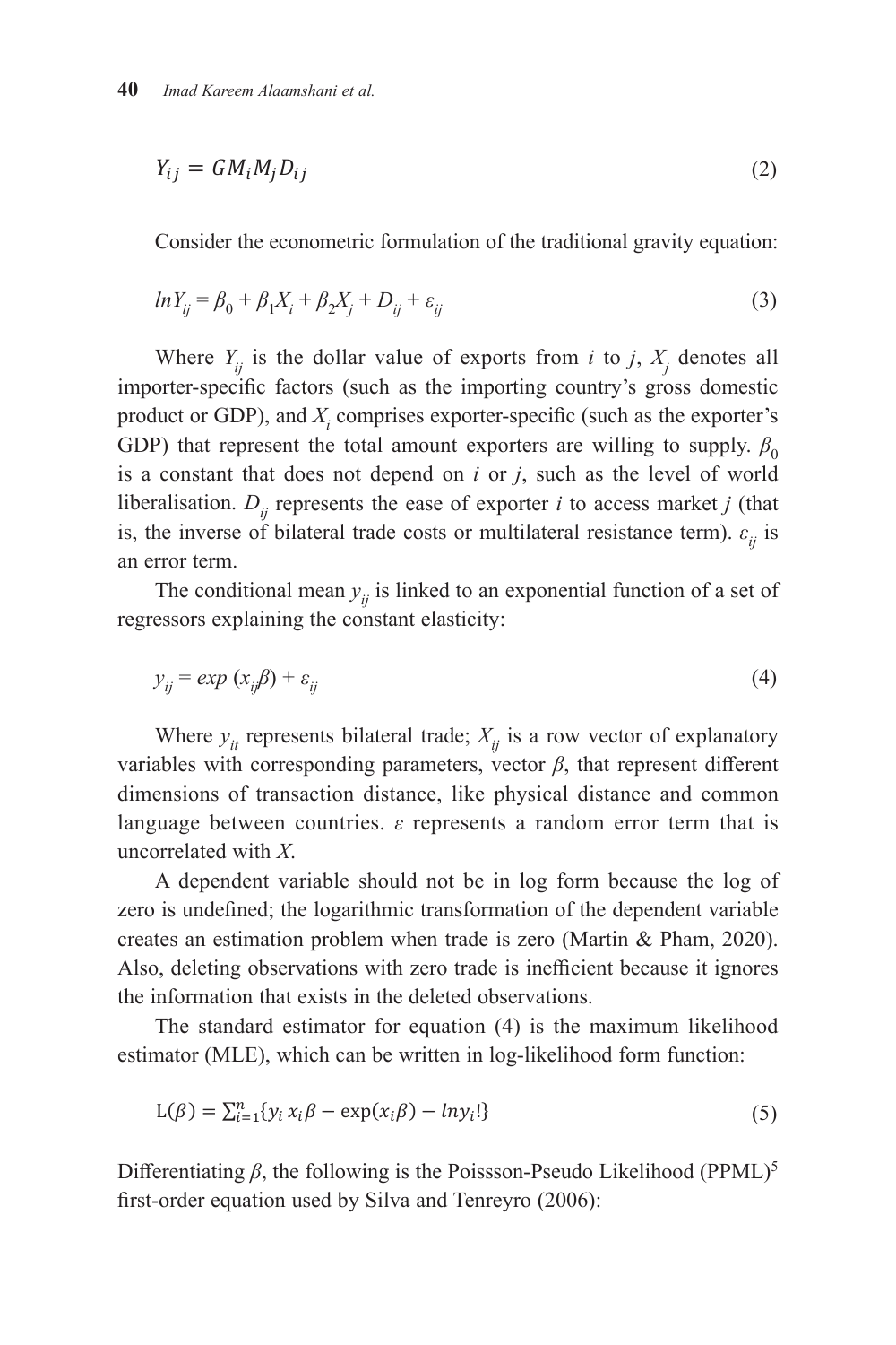$$Y_{ij} = GM_iM_jD_{ij} \tag{2}$$

Consider the econometric formulation of the traditional gravity equation:

$$lnY_{ij} = \beta_0 + \beta_1X_i + \beta_2X_j + D_{ij} + \varepsilon_{ij} \tag{3}$$

Where $Y_{ij}$ is the dollar value of exports from $i$ to $j$, $X_j$ denotes all importer-specific factors (such as the importing country's gross domestic product or GDP), and $X_i$ comprises exporter-specific (such as the exporter's GDP) that represent the total amount exporters are willing to supply. $\beta_0$ is a constant that does not depend on $i$ or $j$, such as the level of world liberalisation. $D_{ij}$ represents the ease of exporter $i$ to access market $j$ (that is, the inverse of bilateral trade costs or multilateral resistance term). $\varepsilon_{ij}$ is an error term.

The conditional mean $y_{ij}$ is linked to an exponential function of a set of regressors explaining the constant elasticity:

$$y_{ij} = exp\,(x_{ij}\beta) + \varepsilon_{ij} \tag{4}$$

Where $y_{it}$ represents bilateral trade; $X_{ij}$ is a row vector of explanatory variables with corresponding parameters, vector $\beta$, that represent different dimensions of transaction distance, like physical distance and common language between countries. $\varepsilon$ represents a random error term that is uncorrelated with $X$.

A dependent variable should not be in log form because the log of zero is undefined; the logarithmic transformation of the dependent variable creates an estimation problem when trade is zero (Martin & Pham, 2020). Also, deleting observations with zero trade is inefficient because it ignores the information that exists in the deleted observations.

The standard estimator for equation (4) is the maximum likelihood estimator (MLE), which can be written in log-likelihood form function:

$$\mathrm{L}(\beta) = \sum_{i=1}^{n}\{y_i\, x_i\beta - \exp(x_i\beta) - lny_i!\} \tag{5}$$

Differentiating $\beta$, the following is the Poissson-Pseudo Likelihood (PPML)[5] first-order equation used by Silva and Tenreyro (2006):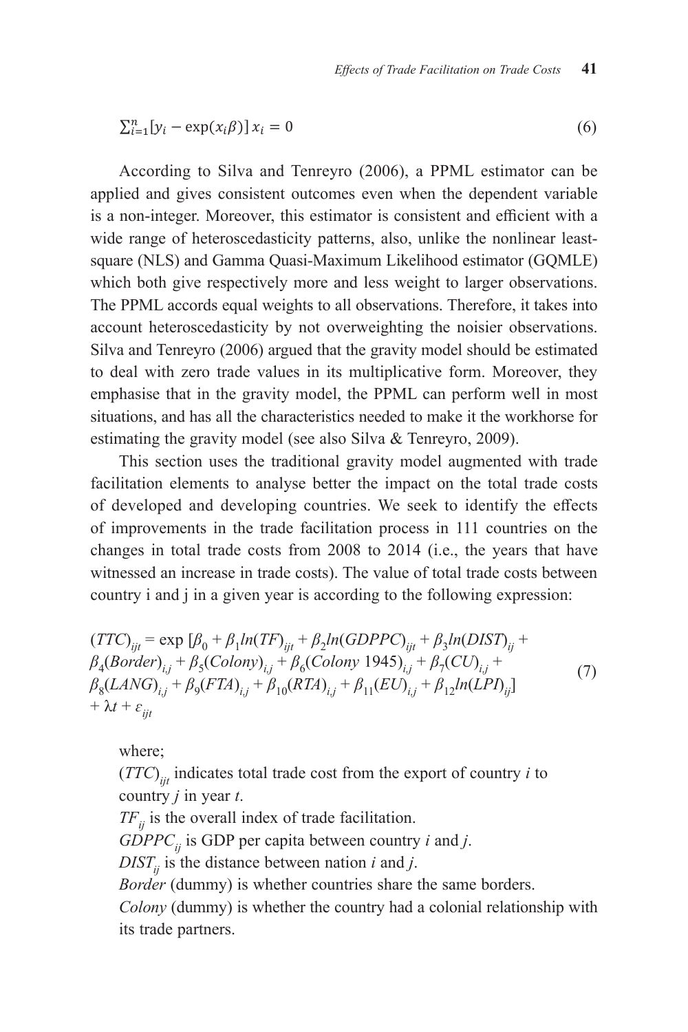$$\sum_{i=1}^{n}[y_i - \exp(x_i\beta)]\,x_i = 0 \tag{6}$$

According to Silva and Tenreyro (2006), a PPML estimator can be applied and gives consistent outcomes even when the dependent variable is a non-integer. Moreover, this estimator is consistent and efficient with a wide range of heteroscedasticity patterns, also, unlike the nonlinear least-square (NLS) and Gamma Quasi-Maximum Likelihood estimator (GQMLE) which both give respectively more and less weight to larger observations. The PPML accords equal weights to all observations. Therefore, it takes into account heteroscedasticity by not overweighting the noisier observations. Silva and Tenreyro (2006) argued that the gravity model should be estimated to deal with zero trade values in its multiplicative form. Moreover, they emphasise that in the gravity model, the PPML can perform well in most situations, and has all the characteristics needed to make it the workhorse for estimating the gravity model (see also Silva & Tenreyro, 2009).

This section uses the traditional gravity model augmented with trade facilitation elements to analyse better the impact on the total trade costs of developed and developing countries. We seek to identify the effects of improvements in the trade facilitation process in 111 countries on the changes in total trade costs from 2008 to 2014 (i.e., the years that have witnessed an increase in trade costs). The value of total trade costs between country i and j in a given year is according to the following expression:

$$\begin{aligned}(TTC)_{ijt} = \exp\,[&\beta_0 + \beta_1 ln(TF)_{ijt} + \beta_2 ln(GDPPC)_{ijt} + \beta_3 ln(DIST)_{ij} + \\ &\beta_4(Border)_{i,j} + \beta_5(Colony)_{i,j} + \beta_6(Colony\ 1945)_{i,j} + \beta_7(CU)_{i,j} + \\ &\beta_8(LANG)_{i,j} + \beta_9(FTA)_{i,j} + \beta_{10}(RTA)_{i,j} + \beta_{11}(EU)_{i,j} + \beta_{12} ln(LPI)_{ij}] \\ &+ \lambda t + \varepsilon_{ijt}\end{aligned} \tag{7}$$

where;

$(TTC)_{ijt}$ indicates total trade cost from the export of country *i* to country *j* in year *t*.

$TF_{ij}$ is the overall index of trade facilitation.

$GDPPC_{ij}$ is GDP per capita between country *i* and *j*.

$DIST_{ij}$ is the distance between nation *i* and *j*.

*Border* (dummy) is whether countries share the same borders.

*Colony* (dummy) is whether the country had a colonial relationship with its trade partners.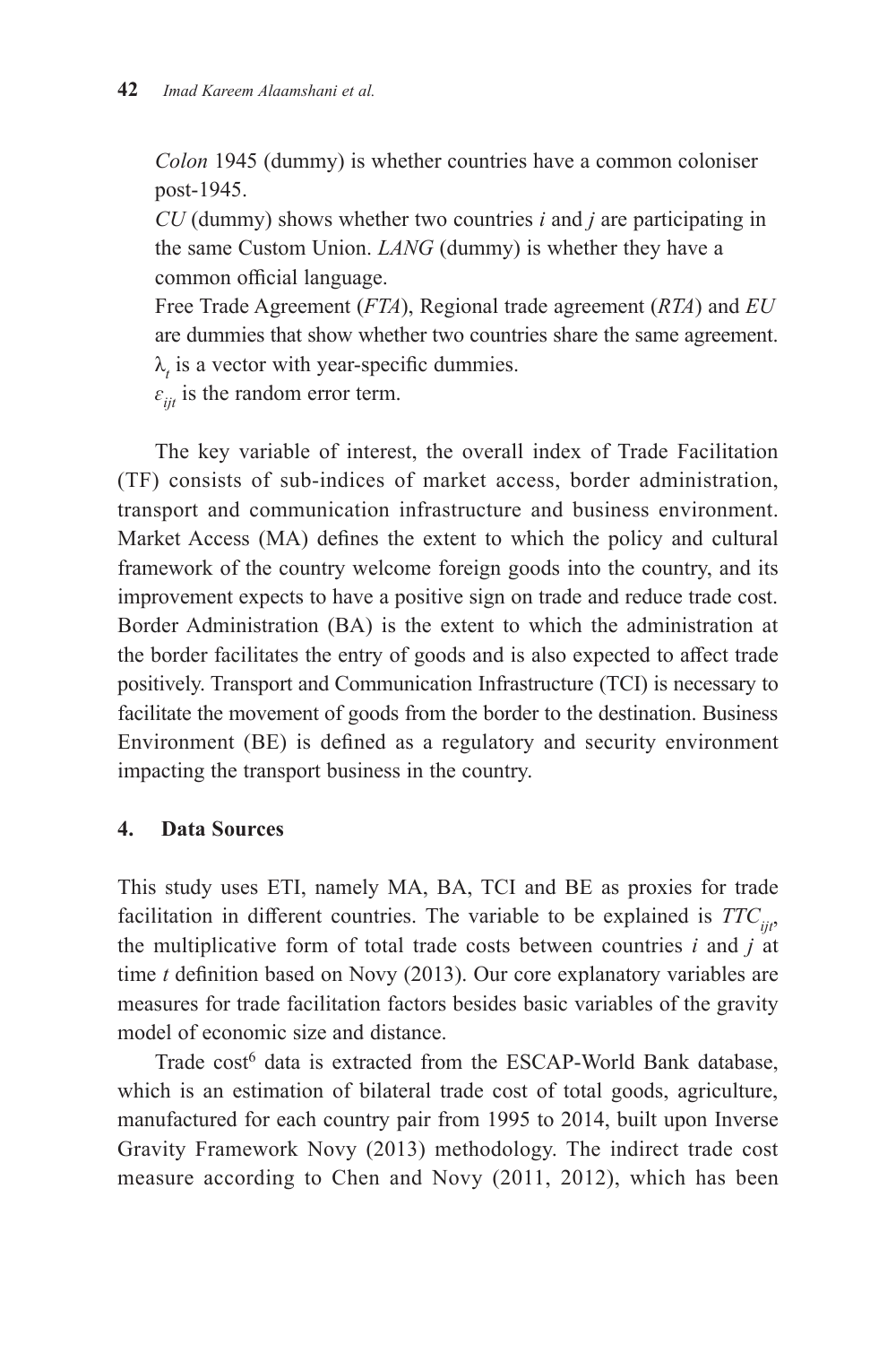*Colon* 1945 (dummy) is whether countries have a common coloniser post-1945.

*CU* (dummy) shows whether two countries $i$ and $j$ are participating in the same Custom Union. *LANG* (dummy) is whether they have a common official language.

Free Trade Agreement (*FTA*), Regional trade agreement (*RTA*) and *EU* are dummies that show whether two countries share the same agreement.

$\lambda_t$ is a vector with year-specific dummies.

$\varepsilon_{ijt}$ is the random error term.

The key variable of interest, the overall index of Trade Facilitation (TF) consists of sub-indices of market access, border administration, transport and communication infrastructure and business environment. Market Access (MA) defines the extent to which the policy and cultural framework of the country welcome foreign goods into the country, and its improvement expects to have a positive sign on trade and reduce trade cost. Border Administration (BA) is the extent to which the administration at the border facilitates the entry of goods and is also expected to affect trade positively. Transport and Communication Infrastructure (TCI) is necessary to facilitate the movement of goods from the border to the destination. Business Environment (BE) is defined as a regulatory and security environment impacting the transport business in the country.

## 4. Data Sources

This study uses ETI, namely MA, BA, TCI and BE as proxies for trade facilitation in different countries. The variable to be explained is $TTC_{ijt}$, the multiplicative form of total trade costs between countries $i$ and $j$ at time $t$ definition based on Novy (2013). Our core explanatory variables are measures for trade facilitation factors besides basic variables of the gravity model of economic size and distance.

Trade cost[6] data is extracted from the ESCAP-World Bank database, which is an estimation of bilateral trade cost of total goods, agriculture, manufactured for each country pair from 1995 to 2014, built upon Inverse Gravity Framework Novy (2013) methodology. The indirect trade cost measure according to Chen and Novy (2011, 2012), which has been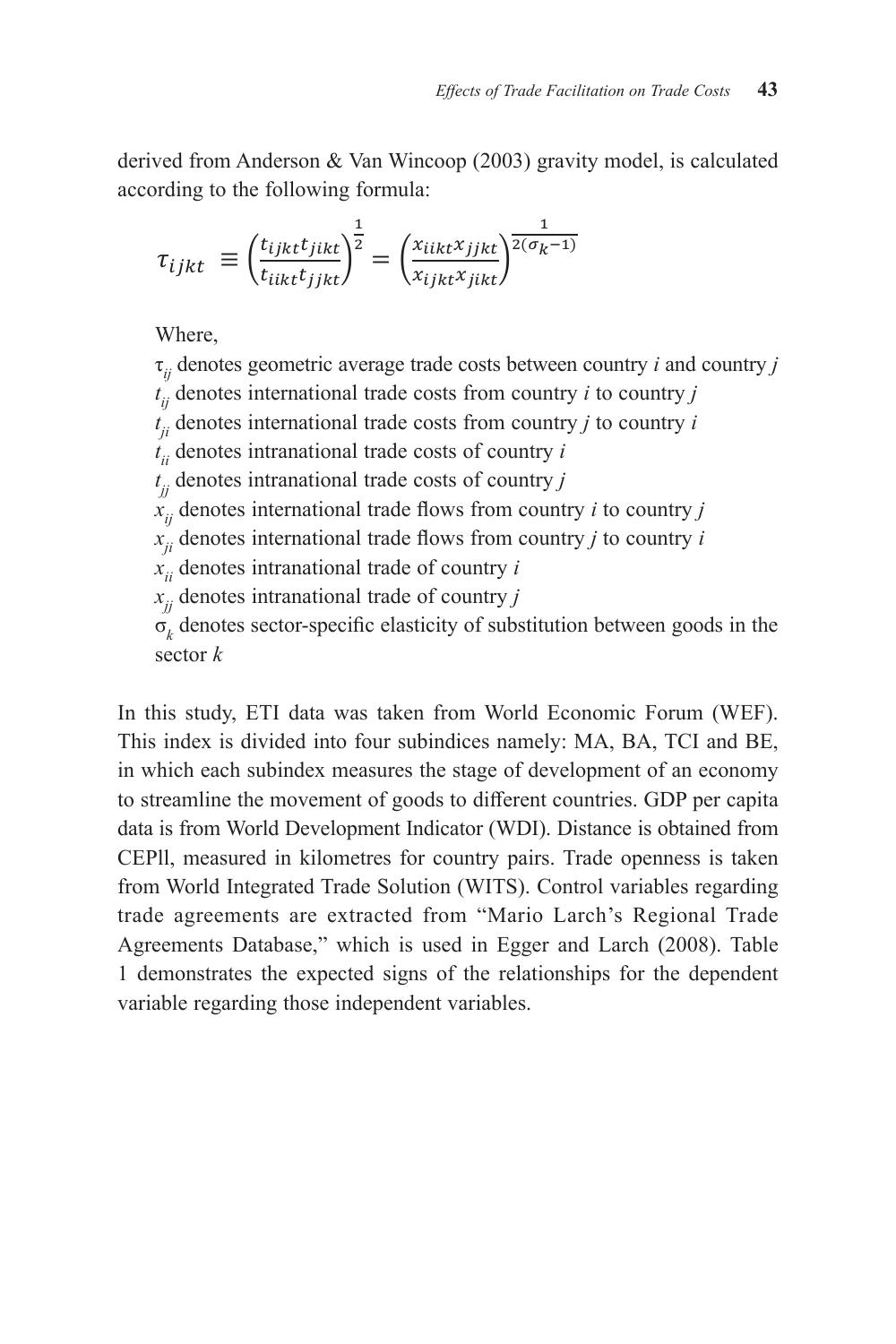derived from Anderson & Van Wincoop (2003) gravity model, is calculated according to the following formula:

$$\tau_{ijkt} \equiv \left(\frac{t_{ijkt}t_{jikt}}{t_{iikt}t_{jjkt}}\right)^{\frac{1}{2}} = \left(\frac{x_{iikt}x_{jjkt}}{x_{ijkt}x_{jikt}}\right)^{\frac{1}{2(\sigma_k - 1)}}$$

Where,

$\tau_{ij}$ denotes geometric average trade costs between country *i* and country *j*

$t_{ij}$ denotes international trade costs from country *i* to country *j*

$t_{ji}$ denotes international trade costs from country *j* to country *i*

$t_{ii}$ denotes intranational trade costs of country *i*

$t_{jj}$ denotes intranational trade costs of country *j*

$x_{ij}$ denotes international trade flows from country *i* to country *j*

$x_{ji}$ denotes international trade flows from country *j* to country *i*

$x_{ii}$ denotes intranational trade of country *i*

$x_{jj}$ denotes intranational trade of country *j*

$\sigma_k$ denotes sector-specific elasticity of substitution between goods in the sector *k*

In this study, ETI data was taken from World Economic Forum (WEF). This index is divided into four subindices namely: MA, BA, TCI and BE, in which each subindex measures the stage of development of an economy to streamline the movement of goods to different countries. GDP per capita data is from World Development Indicator (WDI). Distance is obtained from CEPll, measured in kilometres for country pairs. Trade openness is taken from World Integrated Trade Solution (WITS). Control variables regarding trade agreements are extracted from "Mario Larch's Regional Trade Agreements Database," which is used in Egger and Larch (2008). Table 1 demonstrates the expected signs of the relationships for the dependent variable regarding those independent variables.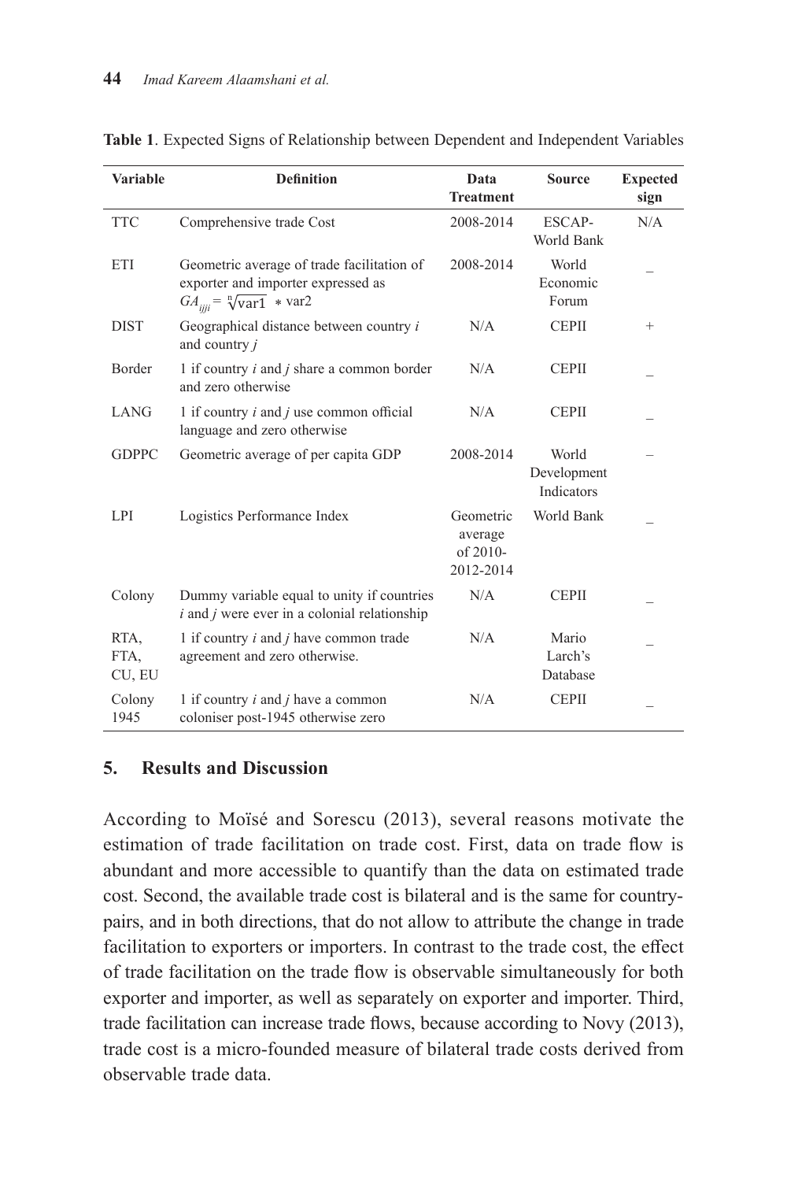**Table 1**. Expected Signs of Relationship between Dependent and Independent Variables

| Variable | Definition | Data Treatment | Source | Expected sign |
|---|---|---|---|---|
| TTC | Comprehensive trade Cost | 2008-2014 | ESCAP-World Bank | N/A |
| ETI | Geometric average of trade facilitation of exporter and importer expressed as $GA_{ijji} = \sqrt[n]{\text{var1}} * \text{var2}$ | 2008-2014 | World Economic Forum | _ |
| DIST | Geographical distance between country *i* and country *j* | N/A | CEPII | + |
| Border | 1 if country *i* and *j* share a common border and zero otherwise | N/A | CEPII | _ |
| LANG | 1 if country *i* and *j* use common official language and zero otherwise | N/A | CEPII | _ |
| GDPPC | Geometric average of per capita GDP | 2008-2014 | World Development Indicators | – |
| LPI | Logistics Performance Index | Geometric average of 2010-2012-2014 | World Bank | _ |
| Colony | Dummy variable equal to unity if countries *i* and *j* were ever in a colonial relationship | N/A | CEPII | _ |
| RTA, FTA, CU, EU | 1 if country *i* and *j* have common trade agreement and zero otherwise. | N/A | Mario Larch's Database | _ |
| Colony 1945 | 1 if country *i* and *j* have a common coloniser post-1945 otherwise zero | N/A | CEPII | _ |

## 5. Results and Discussion

According to Moïsé and Sorescu (2013), several reasons motivate the estimation of trade facilitation on trade cost. First, data on trade flow is abundant and more accessible to quantify than the data on estimated trade cost. Second, the available trade cost is bilateral and is the same for country-pairs, and in both directions, that do not allow to attribute the change in trade facilitation to exporters or importers. In contrast to the trade cost, the effect of trade facilitation on the trade flow is observable simultaneously for both exporter and importer, as well as separately on exporter and importer. Third, trade facilitation can increase trade flows, because according to Novy (2013), trade cost is a micro-founded measure of bilateral trade costs derived from observable trade data.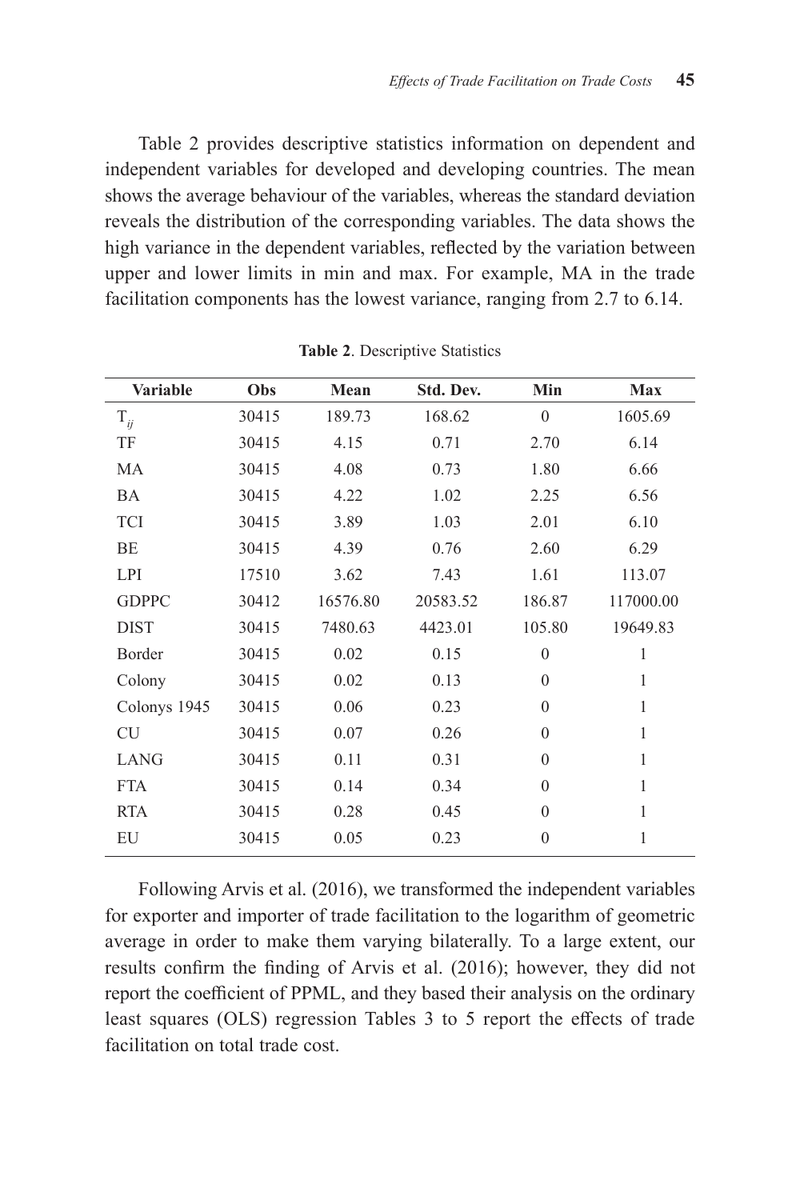Table 2 provides descriptive statistics information on dependent and independent variables for developed and developing countries. The mean shows the average behaviour of the variables, whereas the standard deviation reveals the distribution of the corresponding variables. The data shows the high variance in the dependent variables, reflected by the variation between upper and lower limits in min and max. For example, MA in the trade facilitation components has the lowest variance, ranging from 2.7 to 6.14.

**Table 2**. Descriptive Statistics

| Variable | Obs | Mean | Std. Dev. | Min | Max |
|---|---|---|---|---|---|
| $T_{ij}$ | 30415 | 189.73 | 168.62 | 0 | 1605.69 |
| TF | 30415 | 4.15 | 0.71 | 2.70 | 6.14 |
| MA | 30415 | 4.08 | 0.73 | 1.80 | 6.66 |
| BA | 30415 | 4.22 | 1.02 | 2.25 | 6.56 |
| TCI | 30415 | 3.89 | 1.03 | 2.01 | 6.10 |
| BE | 30415 | 4.39 | 0.76 | 2.60 | 6.29 |
| LPI | 17510 | 3.62 | 7.43 | 1.61 | 113.07 |
| GDPPC | 30412 | 16576.80 | 20583.52 | 186.87 | 117000.00 |
| DIST | 30415 | 7480.63 | 4423.01 | 105.80 | 19649.83 |
| Border | 30415 | 0.02 | 0.15 | 0 | 1 |
| Colony | 30415 | 0.02 | 0.13 | 0 | 1 |
| Colonys 1945 | 30415 | 0.06 | 0.23 | 0 | 1 |
| CU | 30415 | 0.07 | 0.26 | 0 | 1 |
| LANG | 30415 | 0.11 | 0.31 | 0 | 1 |
| FTA | 30415 | 0.14 | 0.34 | 0 | 1 |
| RTA | 30415 | 0.28 | 0.45 | 0 | 1 |
| EU | 30415 | 0.05 | 0.23 | 0 | 1 |

Following Arvis et al. (2016), we transformed the independent variables for exporter and importer of trade facilitation to the logarithm of geometric average in order to make them varying bilaterally. To a large extent, our results confirm the finding of Arvis et al. (2016); however, they did not report the coefficient of PPML, and they based their analysis on the ordinary least squares (OLS) regression Tables 3 to 5 report the effects of trade facilitation on total trade cost.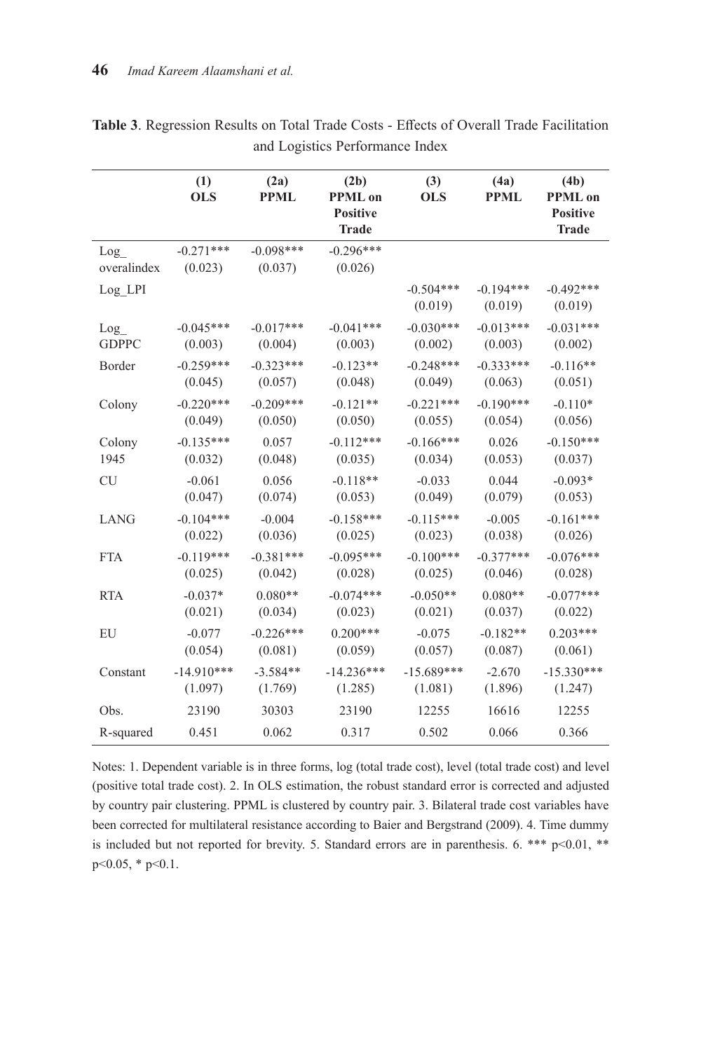**Table 3**. Regression Results on Total Trade Costs - Effects of Overall Trade Facilitation and Logistics Performance Index

| | (1) OLS | (2a) PPML | (2b) PPML on Positive Trade | (3) OLS | (4a) PPML | (4b) PPML on Positive Trade |
|---|---|---|---|---|---|---|
| Log_ overalindex | -0.271*** (0.023) | -0.098*** (0.037) | -0.296*** (0.026) | | | |
| Log_LPI | | | | -0.504*** (0.019) | -0.194*** (0.019) | -0.492*** (0.019) |
| Log_ GDPPC | -0.045*** (0.003) | -0.017*** (0.004) | -0.041*** (0.003) | -0.030*** (0.002) | -0.013*** (0.003) | -0.031*** (0.002) |
| Border | -0.259*** (0.045) | -0.323*** (0.057) | -0.123** (0.048) | -0.248*** (0.049) | -0.333*** (0.063) | -0.116** (0.051) |
| Colony | -0.220*** (0.049) | -0.209*** (0.050) | -0.121** (0.050) | -0.221*** (0.055) | -0.190*** (0.054) | -0.110* (0.056) |
| Colony 1945 | -0.135*** (0.032) | 0.057 (0.048) | -0.112*** (0.035) | -0.166*** (0.034) | 0.026 (0.053) | -0.150*** (0.037) |
| CU | -0.061 (0.047) | 0.056 (0.074) | -0.118** (0.053) | -0.033 (0.049) | 0.044 (0.079) | -0.093* (0.053) |
| LANG | -0.104*** (0.022) | -0.004 (0.036) | -0.158*** (0.025) | -0.115*** (0.023) | -0.005 (0.038) | -0.161*** (0.026) |
| FTA | -0.119*** (0.025) | -0.381*** (0.042) | -0.095*** (0.028) | -0.100*** (0.025) | -0.377*** (0.046) | -0.076*** (0.028) |
| RTA | -0.037* (0.021) | 0.080** (0.034) | -0.074*** (0.023) | -0.050** (0.021) | 0.080** (0.037) | -0.077*** (0.022) |
| EU | -0.077 (0.054) | -0.226*** (0.081) | 0.200*** (0.059) | -0.075 (0.057) | -0.182** (0.087) | 0.203*** (0.061) |
| Constant | -14.910*** (1.097) | -3.584** (1.769) | -14.236*** (1.285) | -15.689*** (1.081) | -2.670 (1.896) | -15.330*** (1.247) |
| Obs. | 23190 | 30303 | 23190 | 12255 | 16616 | 12255 |
| R-squared | 0.451 | 0.062 | 0.317 | 0.502 | 0.066 | 0.366 |

Notes: 1. Dependent variable is in three forms, log (total trade cost), level (total trade cost) and level (positive total trade cost). 2. In OLS estimation, the robust standard error is corrected and adjusted by country pair clustering. PPML is clustered by country pair. 3. Bilateral trade cost variables have been corrected for multilateral resistance according to Baier and Bergstrand (2009). 4. Time dummy is included but not reported for brevity. 5. Standard errors are in parenthesis. 6. *** $p<0.01$, ** $p<0.05$, * $p<0.1$.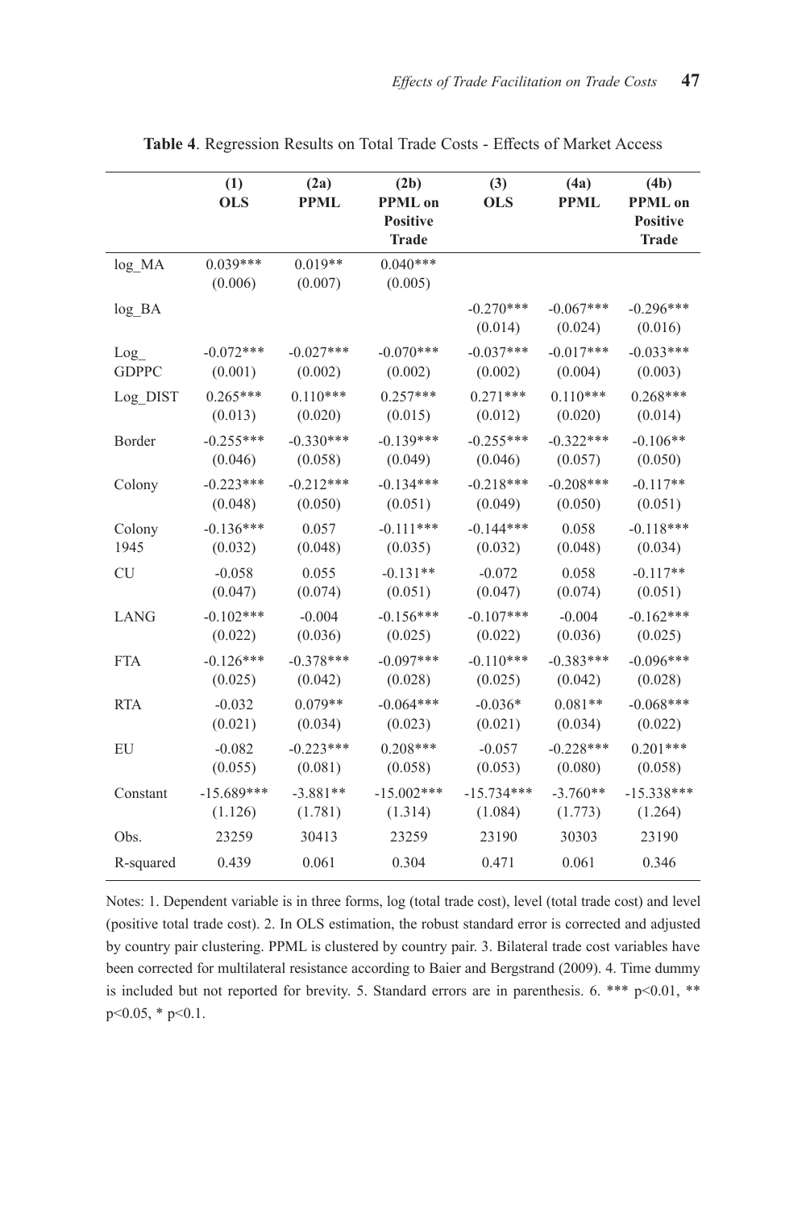**Table 4**. Regression Results on Total Trade Costs - Effects of Market Access

| | (1) OLS | (2a) PPML | (2b) PPML on Positive Trade | (3) OLS | (4a) PPML | (4b) PPML on Positive Trade |
|---|---|---|---|---|---|---|
| log_MA | 0.039*** | 0.019** | 0.040*** | | | |
| | (0.006) | (0.007) | (0.005) | | | |
| log_BA | | | | -0.270*** | -0.067*** | -0.296*** |
| | | | | (0.014) | (0.024) | (0.016) |
| Log_ GDPPC | -0.072*** | -0.027*** | -0.070*** | -0.037*** | -0.017*** | -0.033*** |
| | (0.001) | (0.002) | (0.002) | (0.002) | (0.004) | (0.003) |
| Log_DIST | 0.265*** | 0.110*** | 0.257*** | 0.271*** | 0.110*** | 0.268*** |
| | (0.013) | (0.020) | (0.015) | (0.012) | (0.020) | (0.014) |
| Border | -0.255*** | -0.330*** | -0.139*** | -0.255*** | -0.322*** | -0.106** |
| | (0.046) | (0.058) | (0.049) | (0.046) | (0.057) | (0.050) |
| Colony | -0.223*** | -0.212*** | -0.134*** | -0.218*** | -0.208*** | -0.117** |
| | (0.048) | (0.050) | (0.051) | (0.049) | (0.050) | (0.051) |
| Colony 1945 | -0.136*** | 0.057 | -0.111*** | -0.144*** | 0.058 | -0.118*** |
| | (0.032) | (0.048) | (0.035) | (0.032) | (0.048) | (0.034) |
| CU | -0.058 | 0.055 | -0.131** | -0.072 | 0.058 | -0.117** |
| | (0.047) | (0.074) | (0.051) | (0.047) | (0.074) | (0.051) |
| LANG | -0.102*** | -0.004 | -0.156*** | -0.107*** | -0.004 | -0.162*** |
| | (0.022) | (0.036) | (0.025) | (0.022) | (0.036) | (0.025) |
| FTA | -0.126*** | -0.378*** | -0.097*** | -0.110*** | -0.383*** | -0.096*** |
| | (0.025) | (0.042) | (0.028) | (0.025) | (0.042) | (0.028) |
| RTA | -0.032 | 0.079** | -0.064*** | -0.036* | 0.081** | -0.068*** |
| | (0.021) | (0.034) | (0.023) | (0.021) | (0.034) | (0.022) |
| EU | -0.082 | -0.223*** | 0.208*** | -0.057 | -0.228*** | 0.201*** |
| | (0.055) | (0.081) | (0.058) | (0.053) | (0.080) | (0.058) |
| Constant | -15.689*** | -3.881** | -15.002*** | -15.734*** | -3.760** | -15.338*** |
| | (1.126) | (1.781) | (1.314) | (1.084) | (1.773) | (1.264) |
| Obs. | 23259 | 30413 | 23259 | 23190 | 30303 | 23190 |
| R-squared | 0.439 | 0.061 | 0.304 | 0.471 | 0.061 | 0.346 |

Notes: 1. Dependent variable is in three forms, log (total trade cost), level (total trade cost) and level (positive total trade cost). 2. In OLS estimation, the robust standard error is corrected and adjusted by country pair clustering. PPML is clustered by country pair. 3. Bilateral trade cost variables have been corrected for multilateral resistance according to Baier and Bergstrand (2009). 4. Time dummy is included but not reported for brevity. 5. Standard errors are in parenthesis. 6. *** $p<0.01$, ** $p<0.05$, * $p<0.1$.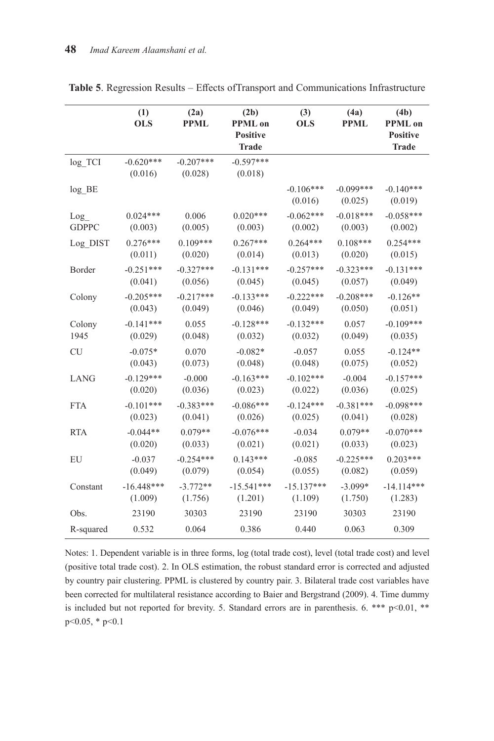**Table 5**. Regression Results – Effects ofTransport and Communications Infrastructure

| | (1) OLS | (2a) PPML | (2b) PPML on Positive Trade | (3) OLS | (4a) PPML | (4b) PPML on Positive Trade |
|---|---|---|---|---|---|---|
| log_TCI | -0.620*** (0.016) | -0.207*** (0.028) | -0.597*** (0.018) | | | |
| log_BE | | | | -0.106*** (0.016) | -0.099*** (0.025) | -0.140*** (0.019) |
| Log_ GDPPC | 0.024*** (0.003) | 0.006 (0.005) | 0.020*** (0.003) | -0.062*** (0.002) | -0.018*** (0.003) | -0.058*** (0.002) |
| Log_DIST | 0.276*** (0.011) | 0.109*** (0.020) | 0.267*** (0.014) | 0.264*** (0.013) | 0.108*** (0.020) | 0.254*** (0.015) |
| Border | -0.251*** (0.041) | -0.327*** (0.056) | -0.131*** (0.045) | -0.257*** (0.045) | -0.323*** (0.057) | -0.131*** (0.049) |
| Colony | -0.205*** (0.043) | -0.217*** (0.049) | -0.133*** (0.046) | -0.222*** (0.049) | -0.208*** (0.050) | -0.126** (0.051) |
| Colony 1945 | -0.141*** (0.029) | 0.055 (0.048) | -0.128*** (0.032) | -0.132*** (0.032) | 0.057 (0.049) | -0.109*** (0.035) |
| CU | -0.075* (0.043) | 0.070 (0.073) | -0.082* (0.048) | -0.057 (0.048) | 0.055 (0.075) | -0.124** (0.052) |
| LANG | -0.129*** (0.020) | -0.000 (0.036) | -0.163*** (0.023) | -0.102*** (0.022) | -0.004 (0.036) | -0.157*** (0.025) |
| FTA | -0.101*** (0.023) | -0.383*** (0.041) | -0.086*** (0.026) | -0.124*** (0.025) | -0.381*** (0.041) | -0.098*** (0.028) |
| RTA | -0.044** (0.020) | 0.079** (0.033) | -0.076*** (0.021) | -0.034 (0.021) | 0.079** (0.033) | -0.070*** (0.023) |
| EU | -0.037 (0.049) | -0.254*** (0.079) | 0.143*** (0.054) | -0.085 (0.055) | -0.225*** (0.082) | 0.203*** (0.059) |
| Constant | -16.448*** (1.009) | -3.772** (1.756) | -15.541*** (1.201) | -15.137*** (1.109) | -3.099* (1.750) | -14.114*** (1.283) |
| Obs. | 23190 | 30303 | 23190 | 23190 | 30303 | 23190 |
| R-squared | 0.532 | 0.064 | 0.386 | 0.440 | 0.063 | 0.309 |

Notes: 1. Dependent variable is in three forms, log (total trade cost), level (total trade cost) and level (positive total trade cost). 2. In OLS estimation, the robust standard error is corrected and adjusted by country pair clustering. PPML is clustered by country pair. 3. Bilateral trade cost variables have been corrected for multilateral resistance according to Baier and Bergstrand (2009). 4. Time dummy is included but not reported for brevity. 5. Standard errors are in parenthesis. 6. *** $p<0.01$, ** $p<0.05$, * $p<0.1$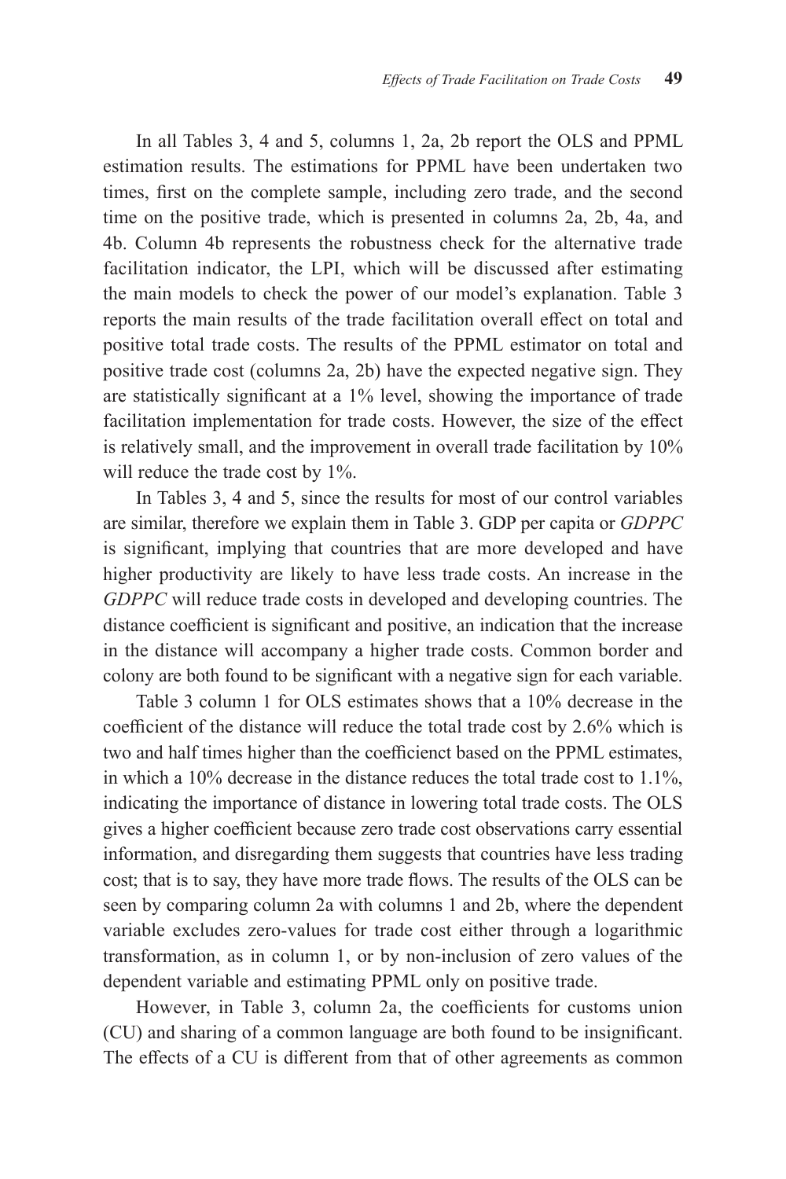In all Tables 3, 4 and 5, columns 1, 2a, 2b report the OLS and PPML estimation results. The estimations for PPML have been undertaken two times, first on the complete sample, including zero trade, and the second time on the positive trade, which is presented in columns 2a, 2b, 4a, and 4b. Column 4b represents the robustness check for the alternative trade facilitation indicator, the LPI, which will be discussed after estimating the main models to check the power of our model's explanation. Table 3 reports the main results of the trade facilitation overall effect on total and positive total trade costs. The results of the PPML estimator on total and positive trade cost (columns 2a, 2b) have the expected negative sign. They are statistically significant at a 1% level, showing the importance of trade facilitation implementation for trade costs. However, the size of the effect is relatively small, and the improvement in overall trade facilitation by 10% will reduce the trade cost by 1%.

In Tables 3, 4 and 5, since the results for most of our control variables are similar, therefore we explain them in Table 3. GDP per capita or *GDPPC* is significant, implying that countries that are more developed and have higher productivity are likely to have less trade costs. An increase in the *GDPPC* will reduce trade costs in developed and developing countries. The distance coefficient is significant and positive, an indication that the increase in the distance will accompany a higher trade costs. Common border and colony are both found to be significant with a negative sign for each variable.

Table 3 column 1 for OLS estimates shows that a 10% decrease in the coefficient of the distance will reduce the total trade cost by 2.6% which is two and half times higher than the coefficienct based on the PPML estimates, in which a 10% decrease in the distance reduces the total trade cost to 1.1%, indicating the importance of distance in lowering total trade costs. The OLS gives a higher coefficient because zero trade cost observations carry essential information, and disregarding them suggests that countries have less trading cost; that is to say, they have more trade flows. The results of the OLS can be seen by comparing column 2a with columns 1 and 2b, where the dependent variable excludes zero-values for trade cost either through a logarithmic transformation, as in column 1, or by non-inclusion of zero values of the dependent variable and estimating PPML only on positive trade.

However, in Table 3, column 2a, the coefficients for customs union (CU) and sharing of a common language are both found to be insignificant. The effects of a CU is different from that of other agreements as common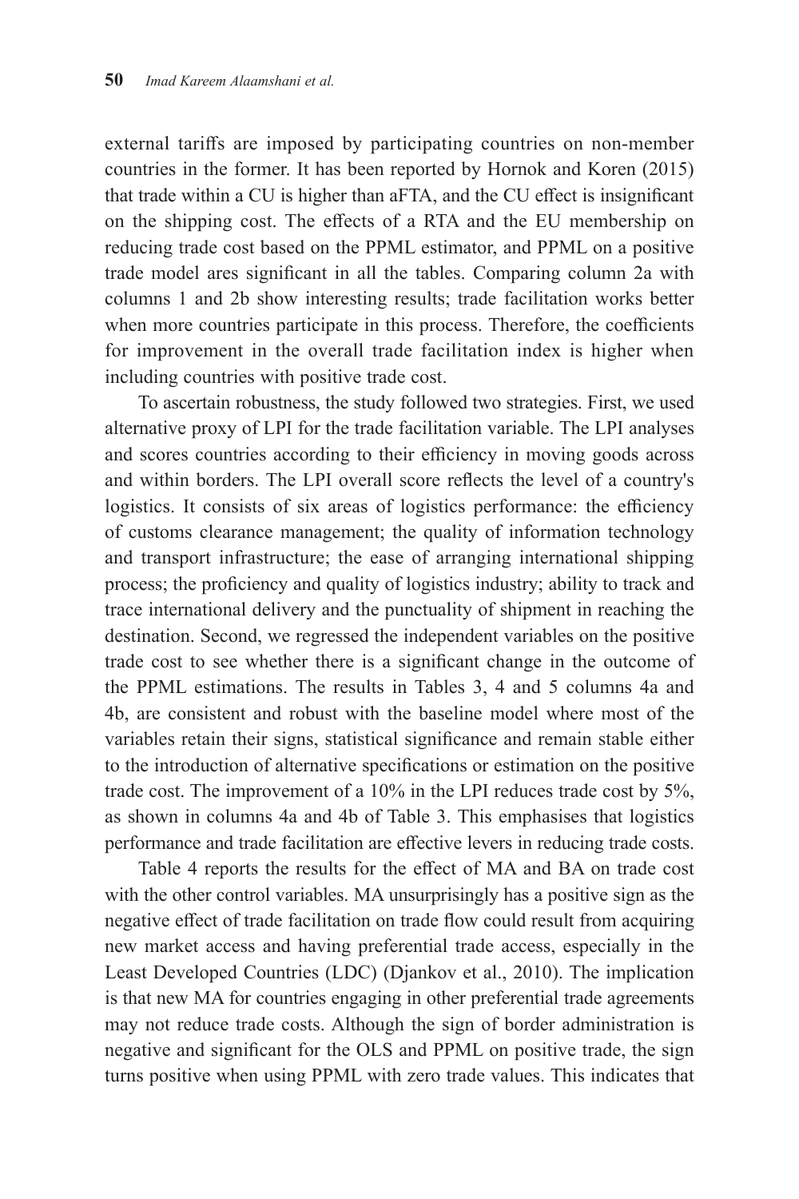external tariffs are imposed by participating countries on non-member countries in the former. It has been reported by Hornok and Koren (2015) that trade within a CU is higher than aFTA, and the CU effect is insignificant on the shipping cost. The effects of a RTA and the EU membership on reducing trade cost based on the PPML estimator, and PPML on a positive trade model ares significant in all the tables. Comparing column 2a with columns 1 and 2b show interesting results; trade facilitation works better when more countries participate in this process. Therefore, the coefficients for improvement in the overall trade facilitation index is higher when including countries with positive trade cost.

To ascertain robustness, the study followed two strategies. First, we used alternative proxy of LPI for the trade facilitation variable. The LPI analyses and scores countries according to their efficiency in moving goods across and within borders. The LPI overall score reflects the level of a country's logistics. It consists of six areas of logistics performance: the efficiency of customs clearance management; the quality of information technology and transport infrastructure; the ease of arranging international shipping process; the proficiency and quality of logistics industry; ability to track and trace international delivery and the punctuality of shipment in reaching the destination. Second, we regressed the independent variables on the positive trade cost to see whether there is a significant change in the outcome of the PPML estimations. The results in Tables 3, 4 and 5 columns 4a and 4b, are consistent and robust with the baseline model where most of the variables retain their signs, statistical significance and remain stable either to the introduction of alternative specifications or estimation on the positive trade cost. The improvement of a 10% in the LPI reduces trade cost by 5%, as shown in columns 4a and 4b of Table 3. This emphasises that logistics performance and trade facilitation are effective levers in reducing trade costs.

Table 4 reports the results for the effect of MA and BA on trade cost with the other control variables. MA unsurprisingly has a positive sign as the negative effect of trade facilitation on trade flow could result from acquiring new market access and having preferential trade access, especially in the Least Developed Countries (LDC) (Djankov et al., 2010). The implication is that new MA for countries engaging in other preferential trade agreements may not reduce trade costs. Although the sign of border administration is negative and significant for the OLS and PPML on positive trade, the sign turns positive when using PPML with zero trade values. This indicates that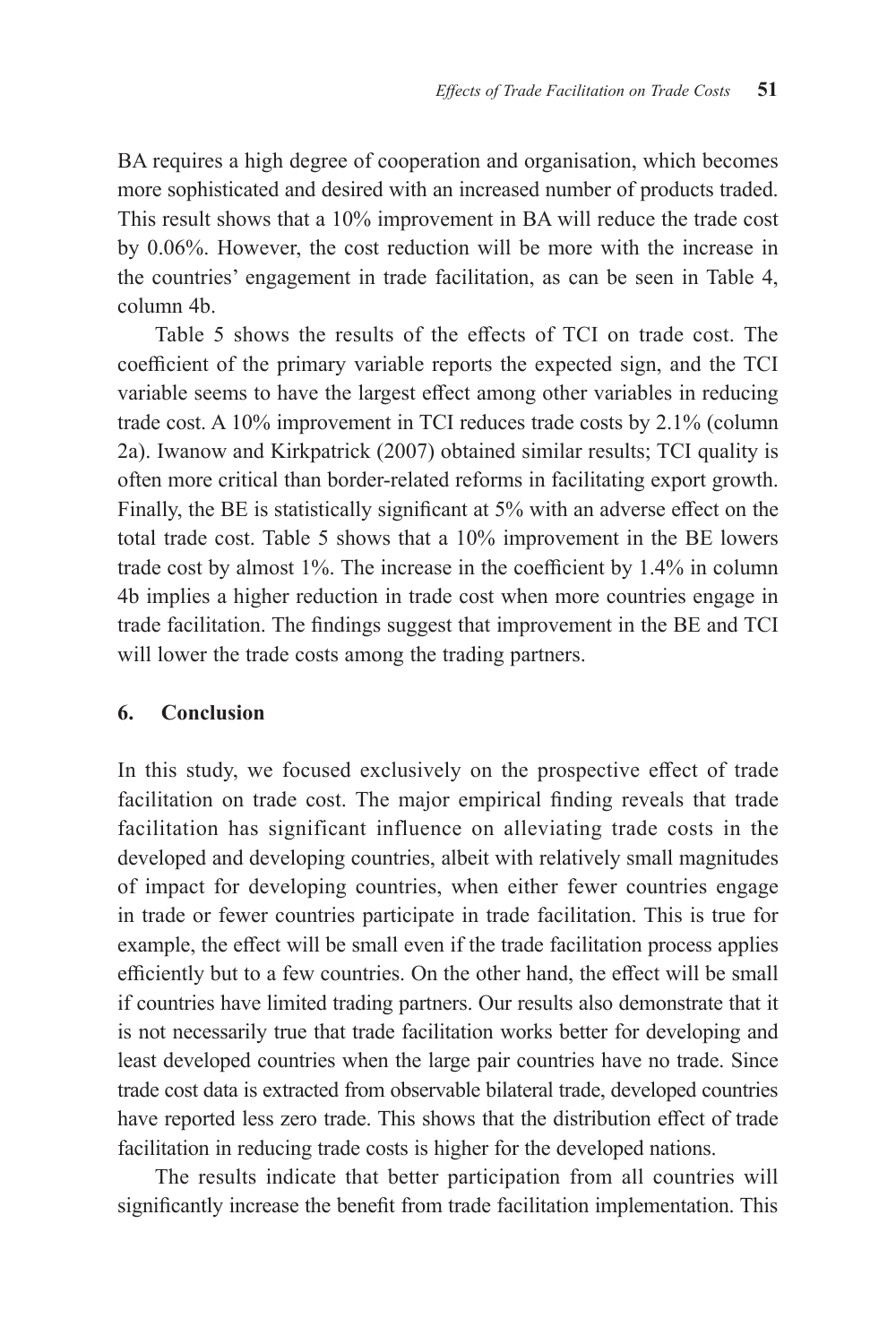BA requires a high degree of cooperation and organisation, which becomes more sophisticated and desired with an increased number of products traded. This result shows that a 10% improvement in BA will reduce the trade cost by 0.06%. However, the cost reduction will be more with the increase in the countries' engagement in trade facilitation, as can be seen in Table 4, column 4b.

Table 5 shows the results of the effects of TCI on trade cost. The coefficient of the primary variable reports the expected sign, and the TCI variable seems to have the largest effect among other variables in reducing trade cost. A 10% improvement in TCI reduces trade costs by 2.1% (column 2a). Iwanow and Kirkpatrick (2007) obtained similar results; TCI quality is often more critical than border-related reforms in facilitating export growth. Finally, the BE is statistically significant at 5% with an adverse effect on the total trade cost. Table 5 shows that a 10% improvement in the BE lowers trade cost by almost 1%. The increase in the coefficient by 1.4% in column 4b implies a higher reduction in trade cost when more countries engage in trade facilitation. The findings suggest that improvement in the BE and TCI will lower the trade costs among the trading partners.

## 6. Conclusion

In this study, we focused exclusively on the prospective effect of trade facilitation on trade cost. The major empirical finding reveals that trade facilitation has significant influence on alleviating trade costs in the developed and developing countries, albeit with relatively small magnitudes of impact for developing countries, when either fewer countries engage in trade or fewer countries participate in trade facilitation. This is true for example, the effect will be small even if the trade facilitation process applies efficiently but to a few countries. On the other hand, the effect will be small if countries have limited trading partners. Our results also demonstrate that it is not necessarily true that trade facilitation works better for developing and least developed countries when the large pair countries have no trade. Since trade cost data is extracted from observable bilateral trade, developed countries have reported less zero trade. This shows that the distribution effect of trade facilitation in reducing trade costs is higher for the developed nations.

The results indicate that better participation from all countries will significantly increase the benefit from trade facilitation implementation. This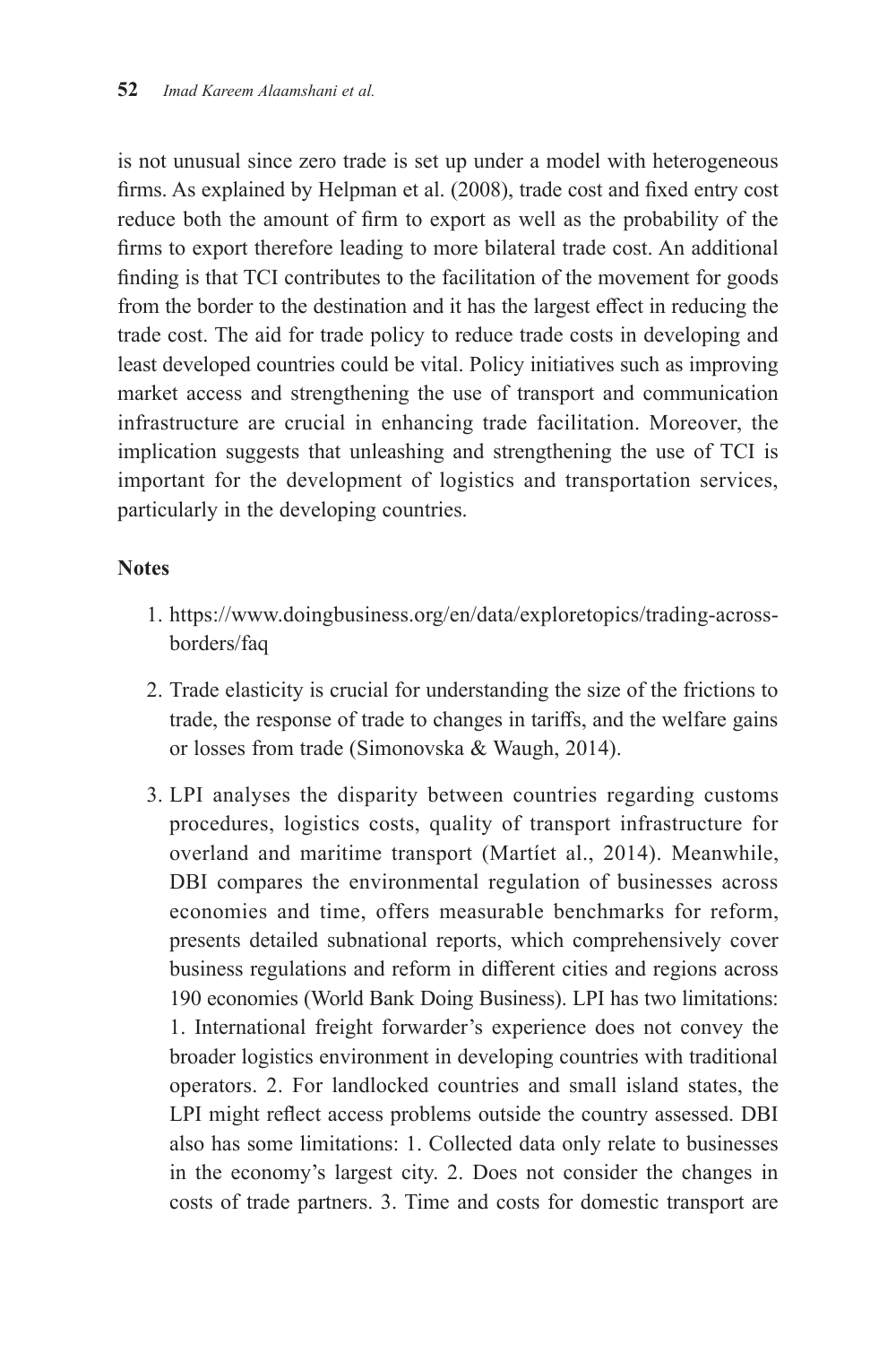is not unusual since zero trade is set up under a model with heterogeneous firms. As explained by Helpman et al. (2008), trade cost and fixed entry cost reduce both the amount of firm to export as well as the probability of the firms to export therefore leading to more bilateral trade cost. An additional finding is that TCI contributes to the facilitation of the movement for goods from the border to the destination and it has the largest effect in reducing the trade cost. The aid for trade policy to reduce trade costs in developing and least developed countries could be vital. Policy initiatives such as improving market access and strengthening the use of transport and communication infrastructure are crucial in enhancing trade facilitation. Moreover, the implication suggests that unleashing and strengthening the use of TCI is important for the development of logistics and transportation services, particularly in the developing countries.

**Notes**

1. https://www.doingbusiness.org/en/data/exploretopics/trading-across-borders/faq

2. Trade elasticity is crucial for understanding the size of the frictions to trade, the response of trade to changes in tariffs, and the welfare gains or losses from trade (Simonovska & Waugh, 2014).

3. LPI analyses the disparity between countries regarding customs procedures, logistics costs, quality of transport infrastructure for overland and maritime transport (Martíet al., 2014). Meanwhile, DBI compares the environmental regulation of businesses across economies and time, offers measurable benchmarks for reform, presents detailed subnational reports, which comprehensively cover business regulations and reform in different cities and regions across 190 economies (World Bank Doing Business). LPI has two limitations: 1. International freight forwarder's experience does not convey the broader logistics environment in developing countries with traditional operators. 2. For landlocked countries and small island states, the LPI might reflect access problems outside the country assessed. DBI also has some limitations: 1. Collected data only relate to businesses in the economy's largest city. 2. Does not consider the changes in costs of trade partners. 3. Time and costs for domestic transport are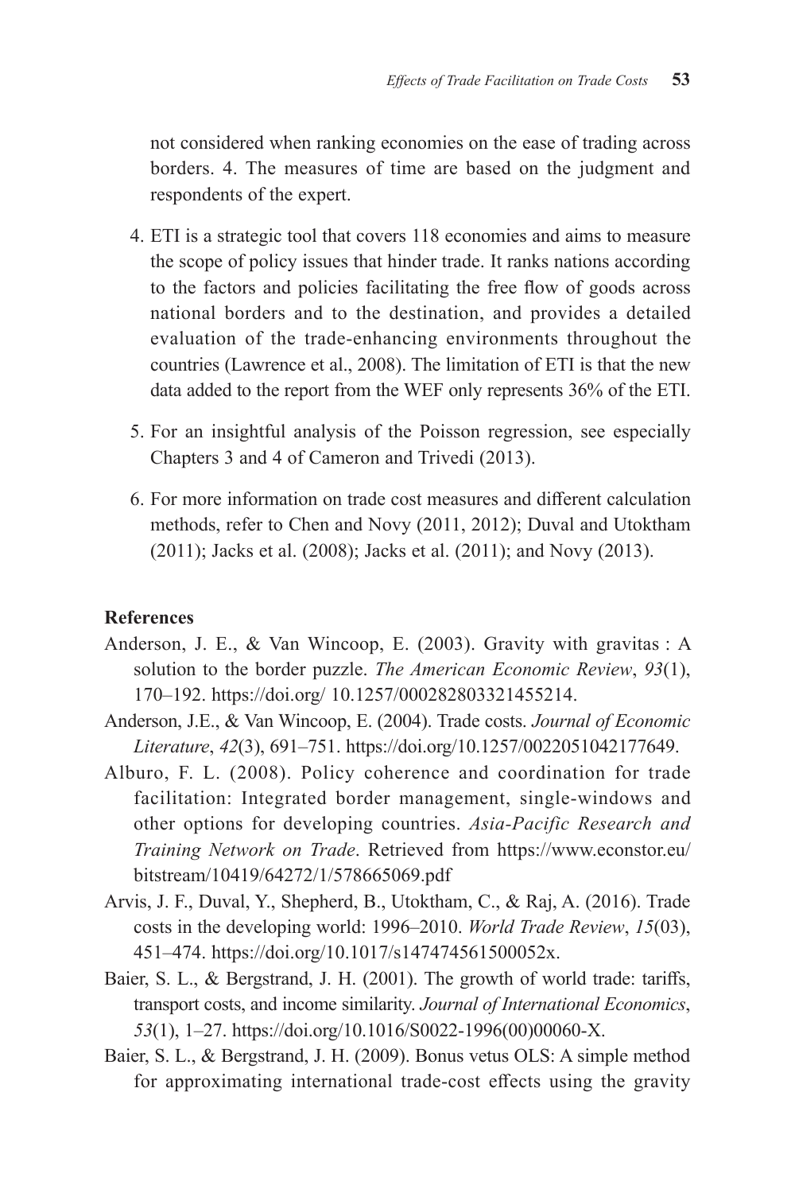not considered when ranking economies on the ease of trading across borders. 4. The measures of time are based on the judgment and respondents of the expert.

4. ETI is a strategic tool that covers 118 economies and aims to measure the scope of policy issues that hinder trade. It ranks nations according to the factors and policies facilitating the free flow of goods across national borders and to the destination, and provides a detailed evaluation of the trade-enhancing environments throughout the countries (Lawrence et al., 2008). The limitation of ETI is that the new data added to the report from the WEF only represents 36% of the ETI.

5. For an insightful analysis of the Poisson regression, see especially Chapters 3 and 4 of Cameron and Trivedi (2013).

6. For more information on trade cost measures and different calculation methods, refer to Chen and Novy (2011, 2012); Duval and Utoktham (2011); Jacks et al. (2008); Jacks et al. (2011); and Novy (2013).

**References**

Anderson, J. E., & Van Wincoop, E. (2003). Gravity with gravitas : A solution to the border puzzle. *The American Economic Review*, *93*(1), 170–192. https://doi.org/ 10.1257/000282803321455214.

Anderson, J.E., & Van Wincoop, E. (2004). Trade costs. *Journal of Economic Literature*, *42*(3), 691–751. https://doi.org/10.1257/0022051042177649.

Alburo, F. L. (2008). Policy coherence and coordination for trade facilitation: Integrated border management, single-windows and other options for developing countries. *Asia-Pacific Research and Training Network on Trade*. Retrieved from https://www.econstor.eu/bitstream/10419/64272/1/578665069.pdf

Arvis, J. F., Duval, Y., Shepherd, B., Utoktham, C., & Raj, A. (2016). Trade costs in the developing world: 1996–2010. *World Trade Review*, *15*(03), 451–474. https://doi.org/10.1017/s147474561500052x.

Baier, S. L., & Bergstrand, J. H. (2001). The growth of world trade: tariffs, transport costs, and income similarity. *Journal of International Economics*, *53*(1), 1–27. https://doi.org/10.1016/S0022-1996(00)00060-X.

Baier, S. L., & Bergstrand, J. H. (2009). Bonus vetus OLS: A simple method for approximating international trade-cost effects using the gravity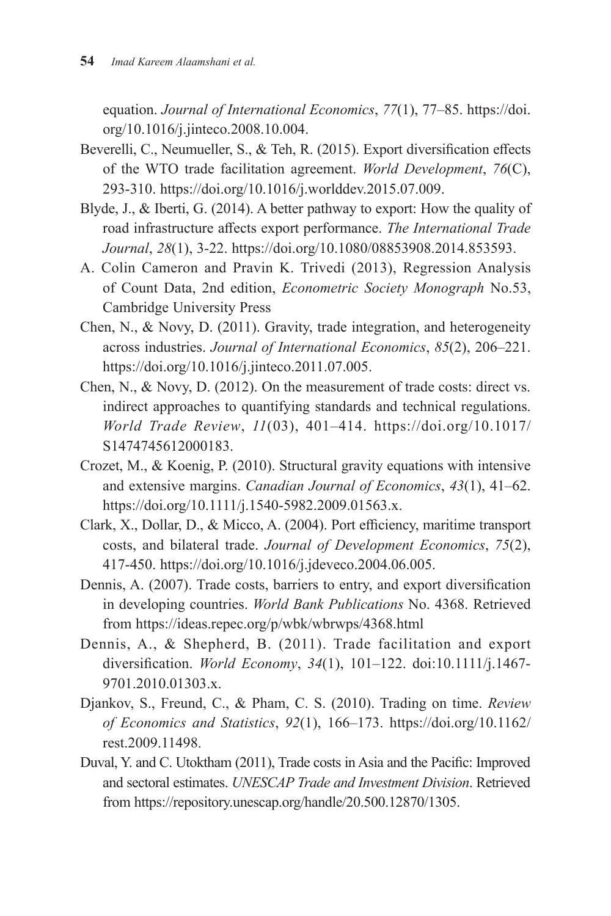equation. *Journal of International Economics*, *77*(1), 77–85. https://doi.org/10.1016/j.jinteco.2008.10.004.

Beverelli, C., Neumueller, S., & Teh, R. (2015). Export diversification effects of the WTO trade facilitation agreement. *World Development*, *76*(C), 293-310. https://doi.org/10.1016/j.worlddev.2015.07.009.

Blyde, J., & Iberti, G. (2014). A better pathway to export: How the quality of road infrastructure affects export performance. *The International Trade Journal*, *28*(1), 3-22. https://doi.org/10.1080/08853908.2014.853593.

A. Colin Cameron and Pravin K. Trivedi (2013), Regression Analysis of Count Data, 2nd edition, *Econometric Society Monograph* No.53, Cambridge University Press

Chen, N., & Novy, D. (2011). Gravity, trade integration, and heterogeneity across industries. *Journal of International Economics*, *85*(2), 206–221. https://doi.org/10.1016/j.jinteco.2011.07.005.

Chen, N., & Novy, D. (2012). On the measurement of trade costs: direct vs. indirect approaches to quantifying standards and technical regulations. *World Trade Review*, *11*(03), 401–414. https://doi.org/10.1017/S1474745612000183.

Crozet, M., & Koenig, P. (2010). Structural gravity equations with intensive and extensive margins. *Canadian Journal of Economics*, *43*(1), 41–62. https://doi.org/10.1111/j.1540-5982.2009.01563.x.

Clark, X., Dollar, D., & Micco, A. (2004). Port efficiency, maritime transport costs, and bilateral trade. *Journal of Development Economics*, *75*(2), 417-450. https://doi.org/10.1016/j.jdeveco.2004.06.005.

Dennis, A. (2007). Trade costs, barriers to entry, and export diversification in developing countries. *World Bank Publications* No. 4368. Retrieved from https://ideas.repec.org/p/wbk/wbrwps/4368.html

Dennis, A., & Shepherd, B. (2011). Trade facilitation and export diversification. *World Economy*, *34*(1), 101–122. doi:10.1111/j.1467-9701.2010.01303.x.

Djankov, S., Freund, C., & Pham, C. S. (2010). Trading on time. *Review of Economics and Statistics*, *92*(1), 166–173. https://doi.org/10.1162/rest.2009.11498.

Duval, Y. and C. Utoktham (2011), Trade costs in Asia and the Pacific: Improved and sectoral estimates. *UNESCAP Trade and Investment Division*. Retrieved from https://repository.unescap.org/handle/20.500.12870/1305.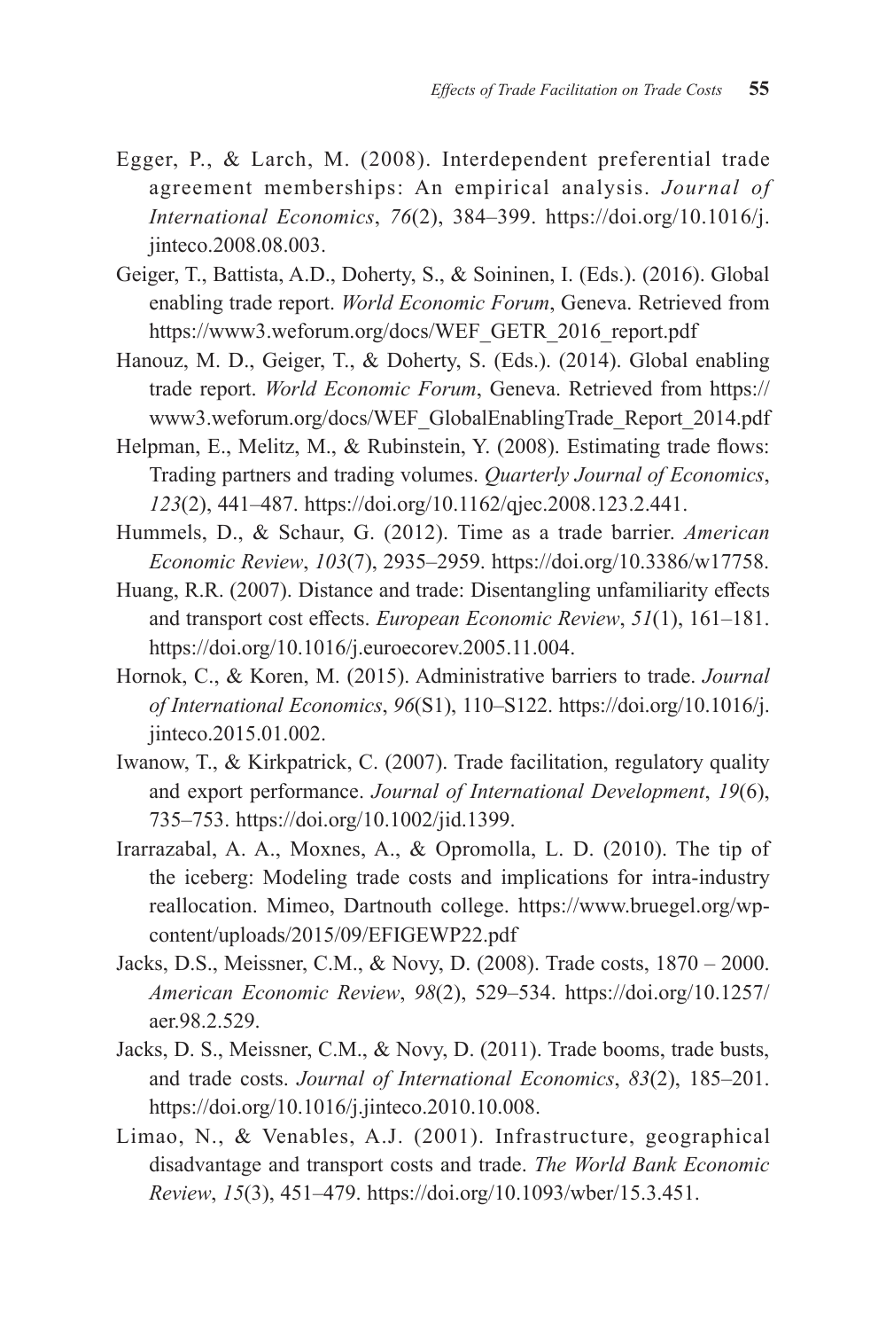Egger, P., & Larch, M. (2008). Interdependent preferential trade agreement memberships: An empirical analysis. *Journal of International Economics*, *76*(2), 384–399. https://doi.org/10.1016/j.jinteco.2008.08.003.

Geiger, T., Battista, A.D., Doherty, S., & Soininen, I. (Eds.). (2016). Global enabling trade report. *World Economic Forum*, Geneva. Retrieved from https://www3.weforum.org/docs/WEF_GETR_2016_report.pdf

Hanouz, M. D., Geiger, T., & Doherty, S. (Eds.). (2014). Global enabling trade report. *World Economic Forum*, Geneva. Retrieved from https://www3.weforum.org/docs/WEF_GlobalEnablingTrade_Report_2014.pdf

Helpman, E., Melitz, M., & Rubinstein, Y. (2008). Estimating trade flows: Trading partners and trading volumes. *Quarterly Journal of Economics*, *123*(2), 441–487. https://doi.org/10.1162/qjec.2008.123.2.441.

Hummels, D., & Schaur, G. (2012). Time as a trade barrier. *American Economic Review*, *103*(7), 2935–2959. https://doi.org/10.3386/w17758.

Huang, R.R. (2007). Distance and trade: Disentangling unfamiliarity effects and transport cost effects. *European Economic Review*, *51*(1), 161–181. https://doi.org/10.1016/j.euroecorev.2005.11.004.

Hornok, C., & Koren, M. (2015). Administrative barriers to trade. *Journal of International Economics*, *96*(S1), 110–S122. https://doi.org/10.1016/j.jinteco.2015.01.002.

Iwanow, T., & Kirkpatrick, C. (2007). Trade facilitation, regulatory quality and export performance. *Journal of International Development*, *19*(6), 735–753. https://doi.org/10.1002/jid.1399.

Irarrazabal, A. A., Moxnes, A., & Opromolla, L. D. (2010). The tip of the iceberg: Modeling trade costs and implications for intra-industry reallocation. Mimeo, Dartnouth college. https://www.bruegel.org/wp-content/uploads/2015/09/EFIGEWP22.pdf

Jacks, D.S., Meissner, C.M., & Novy, D. (2008). Trade costs, 1870 – 2000. *American Economic Review*, *98*(2), 529–534. https://doi.org/10.1257/aer.98.2.529.

Jacks, D. S., Meissner, C.M., & Novy, D. (2011). Trade booms, trade busts, and trade costs. *Journal of International Economics*, *83*(2), 185–201. https://doi.org/10.1016/j.jinteco.2010.10.008.

Limao, N., & Venables, A.J. (2001). Infrastructure, geographical disadvantage and transport costs and trade. *The World Bank Economic Review*, *15*(3), 451–479. https://doi.org/10.1093/wber/15.3.451.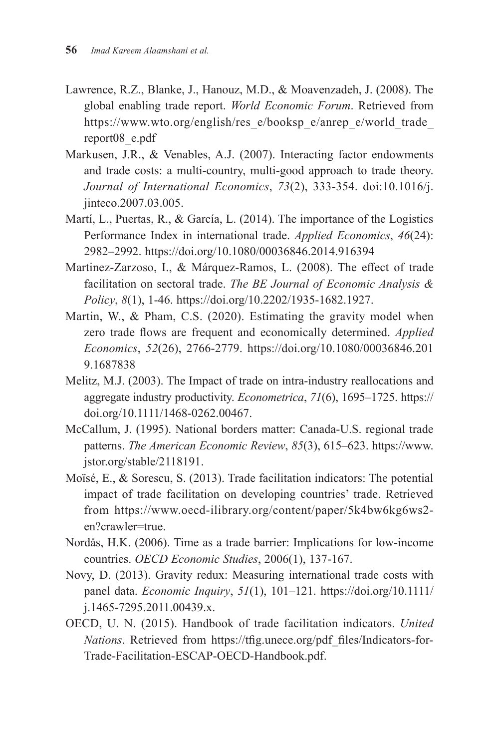Lawrence, R.Z., Blanke, J., Hanouz, M.D., & Moavenzadeh, J. (2008). The global enabling trade report. *World Economic Forum*. Retrieved from https://www.wto.org/english/res_e/booksp_e/anrep_e/world_trade_report08_e.pdf

Markusen, J.R., & Venables, A.J. (2007). Interacting factor endowments and trade costs: a multi-country, multi-good approach to trade theory. *Journal of International Economics*, *73*(2), 333-354. doi:10.1016/j.jinteco.2007.03.005.

Martí, L., Puertas, R., & García, L. (2014). The importance of the Logistics Performance Index in international trade. *Applied Economics*, *46*(24): 2982–2992. https://doi.org/10.1080/00036846.2014.916394

Martinez-Zarzoso, I., & Márquez-Ramos, L. (2008). The effect of trade facilitation on sectoral trade. *The BE Journal of Economic Analysis & Policy*, *8*(1), 1-46. https://doi.org/10.2202/1935-1682.1927.

Martin, W., & Pham, C.S. (2020). Estimating the gravity model when zero trade flows are frequent and economically determined. *Applied Economics*, *52*(26), 2766-2779. https://doi.org/10.1080/00036846.2019.1687838

Melitz, M.J. (2003). The Impact of trade on intra-industry reallocations and aggregate industry productivity. *Econometrica*, *71*(6), 1695–1725. https://doi.org/10.1111/1468-0262.00467.

McCallum, J. (1995). National borders matter: Canada-U.S. regional trade patterns. *The American Economic Review*, *85*(3), 615–623. https://www.jstor.org/stable/2118191.

Moïsé, E., & Sorescu, S. (2013). Trade facilitation indicators: The potential impact of trade facilitation on developing countries' trade. Retrieved from https://www.oecd-ilibrary.org/content/paper/5k4bw6kg6ws2-en?crawler=true.

Nordås, H.K. (2006). Time as a trade barrier: Implications for low-income countries. *OECD Economic Studies*, 2006(1), 137-167.

Novy, D. (2013). Gravity redux: Measuring international trade costs with panel data. *Economic Inquiry*, *51*(1), 101–121. https://doi.org/10.1111/j.1465-7295.2011.00439.x.

OECD, U. N. (2015). Handbook of trade facilitation indicators. *United Nations*. Retrieved from https://tfig.unece.org/pdf_files/Indicators-for-Trade-Facilitation-ESCAP-OECD-Handbook.pdf.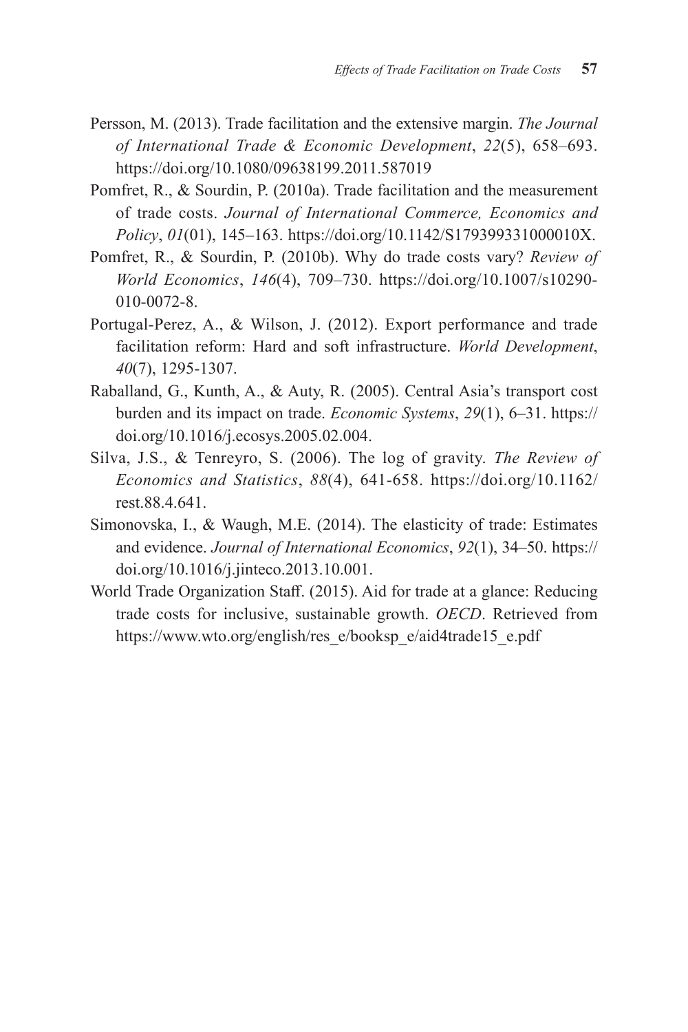Persson, M. (2013). Trade facilitation and the extensive margin. *The Journal of International Trade & Economic Development*, *22*(5), 658–693. https://doi.org/10.1080/09638199.2011.587019

Pomfret, R., & Sourdin, P. (2010a). Trade facilitation and the measurement of trade costs. *Journal of International Commerce, Economics and Policy*, *01*(01), 145–163. https://doi.org/10.1142/S179399331000010X.

Pomfret, R., & Sourdin, P. (2010b). Why do trade costs vary? *Review of World Economics*, *146*(4), 709–730. https://doi.org/10.1007/s10290-010-0072-8.

Portugal-Perez, A., & Wilson, J. (2012). Export performance and trade facilitation reform: Hard and soft infrastructure. *World Development*, *40*(7), 1295-1307.

Raballand, G., Kunth, A., & Auty, R. (2005). Central Asia's transport cost burden and its impact on trade. *Economic Systems*, *29*(1), 6–31. https://doi.org/10.1016/j.ecosys.2005.02.004.

Silva, J.S., & Tenreyro, S. (2006). The log of gravity. *The Review of Economics and Statistics*, *88*(4), 641-658. https://doi.org/10.1162/rest.88.4.641.

Simonovska, I., & Waugh, M.E. (2014). The elasticity of trade: Estimates and evidence. *Journal of International Economics*, *92*(1), 34–50. https://doi.org/10.1016/j.jinteco.2013.10.001.

World Trade Organization Staff. (2015). Aid for trade at a glance: Reducing trade costs for inclusive, sustainable growth. *OECD*. Retrieved from https://www.wto.org/english/res_e/booksp_e/aid4trade15_e.pdf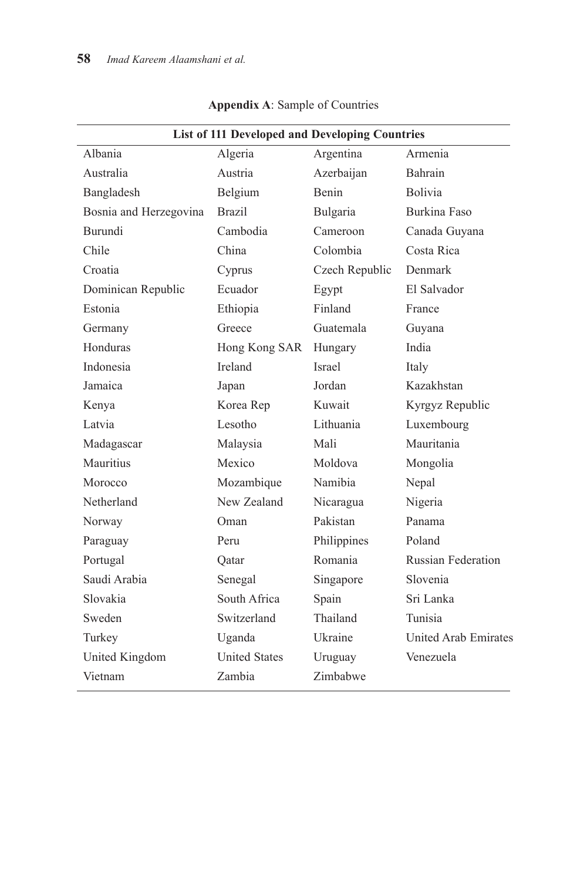**Appendix A**: Sample of Countries

| List of 111 Developed and Developing Countries | | | |
|---|---|---|---|
| Albania | Algeria | Argentina | Armenia |
| Australia | Austria | Azerbaijan | Bahrain |
| Bangladesh | Belgium | Benin | Bolivia |
| Bosnia and Herzegovina | Brazil | Bulgaria | Burkina Faso |
| Burundi | Cambodia | Cameroon | Canada Guyana |
| Chile | China | Colombia | Costa Rica |
| Croatia | Cyprus | Czech Republic | Denmark |
| Dominican Republic | Ecuador | Egypt | El Salvador |
| Estonia | Ethiopia | Finland | France |
| Germany | Greece | Guatemala | Guyana |
| Honduras | Hong Kong SAR | Hungary | India |
| Indonesia | Ireland | Israel | Italy |
| Jamaica | Japan | Jordan | Kazakhstan |
| Kenya | Korea Rep | Kuwait | Kyrgyz Republic |
| Latvia | Lesotho | Lithuania | Luxembourg |
| Madagascar | Malaysia | Mali | Mauritania |
| Mauritius | Mexico | Moldova | Mongolia |
| Morocco | Mozambique | Namibia | Nepal |
| Netherland | New Zealand | Nicaragua | Nigeria |
| Norway | Oman | Pakistan | Panama |
| Paraguay | Peru | Philippines | Poland |
| Portugal | Qatar | Romania | Russian Federation |
| Saudi Arabia | Senegal | Singapore | Slovenia |
| Slovakia | South Africa | Spain | Sri Lanka |
| Sweden | Switzerland | Thailand | Tunisia |
| Turkey | Uganda | Ukraine | United Arab Emirates |
| United Kingdom | United States | Uruguay | Venezuela |
| Vietnam | Zambia | Zimbabwe | |